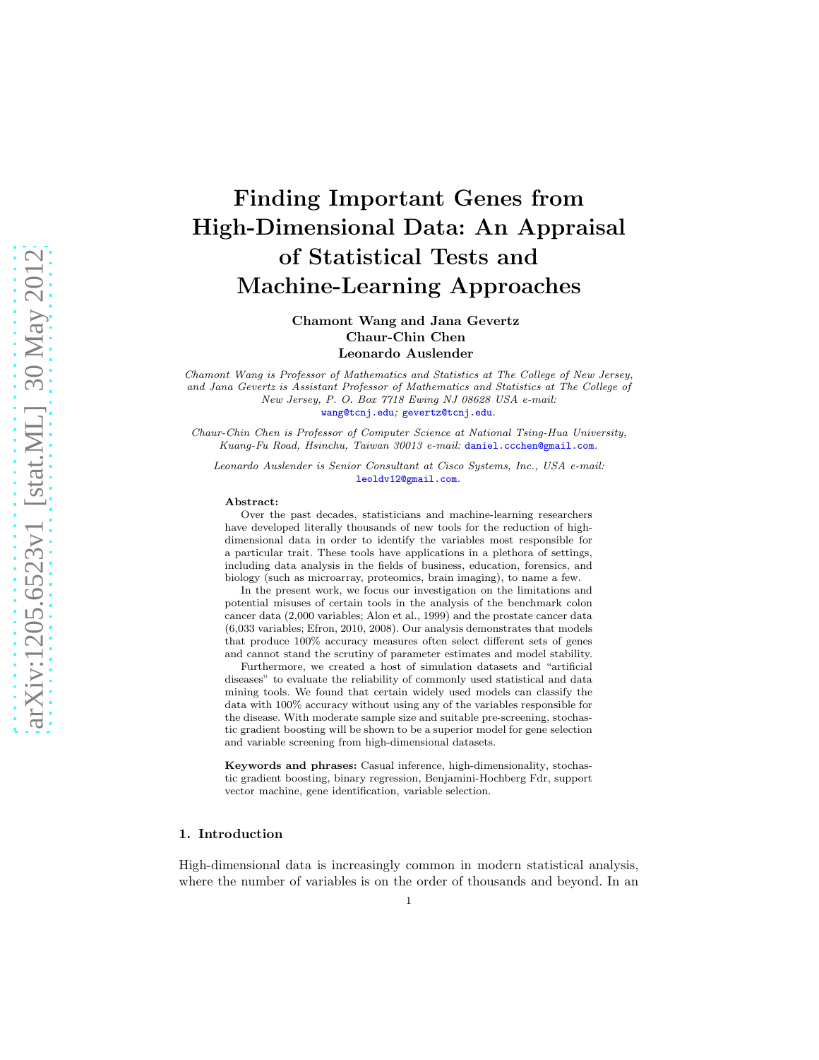# Finding Important Genes from High-Dimensional Data: An Appraisal of Statistical Tests and Machine-Learning Approaches

**Chamont Wang and Jana Gevertz**
**Chaur-Chin Chen**
**Leonardo Auslender**

*Chamont Wang is Professor of Mathematics and Statistics at The College of New Jersey, and Jana Gevertz is Assistant Professor of Mathematics and Statistics at The College of New Jersey, P. O. Box 7718 Ewing NJ 08628 USA e-mail:* wang@tcnj.edu*;* gevertz@tcnj.edu*.*

*Chaur-Chin Chen is Professor of Computer Science at National Tsing-Hua University, Kuang-Fu Road, Hsinchu, Taiwan 30013 e-mail:* daniel.ccchen@gmail.com*.*

*Leonardo Auslender is Senior Consultant at Cisco Systems, Inc., USA e-mail:* leoldv12@gmail.com*.*

**Abstract:**

Over the past decades, statisticians and machine-learning researchers have developed literally thousands of new tools for the reduction of high-dimensional data in order to identify the variables most responsible for a particular trait. These tools have applications in a plethora of settings, including data analysis in the fields of business, education, forensics, and biology (such as microarray, proteomics, brain imaging), to name a few.

In the present work, we focus our investigation on the limitations and potential misuses of certain tools in the analysis of the benchmark colon cancer data (2,000 variables; Alon et al., 1999) and the prostate cancer data (6,033 variables; Efron, 2010, 2008). Our analysis demonstrates that models that produce 100% accuracy measures often select different sets of genes and cannot stand the scrutiny of parameter estimates and model stability.

Furthermore, we created a host of simulation datasets and "artificial diseases" to evaluate the reliability of commonly used statistical and data mining tools. We found that certain widely used models can classify the data with 100% accuracy without using any of the variables responsible for the disease. With moderate sample size and suitable pre-screening, stochastic gradient boosting will be shown to be a superior model for gene selection and variable screening from high-dimensional datasets.

**Keywords and phrases:** Casual inference, high-dimensionality, stochastic gradient boosting, binary regression, Benjamini-Hochberg Fdr, support vector machine, gene identification, variable selection.

## 1. Introduction

High-dimensional data is increasingly common in modern statistical analysis, where the number of variables is on the order of thousands and beyond. In an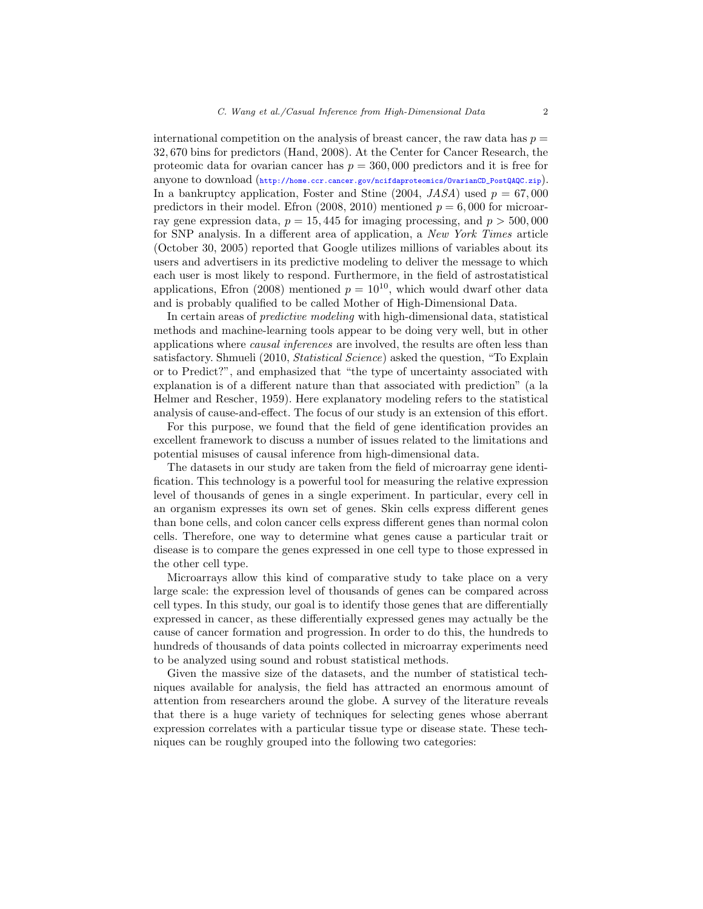international competition on the analysis of breast cancer, the raw data has $p = 32,670$ bins for predictors (Hand, 2008). At the Center for Cancer Research, the proteomic data for ovarian cancer has $p = 360,000$ predictors and it is free for anyone to download (http://home.ccr.cancer.gov/ncifdaproteomics/OvarianCD_PostQAQC.zip). In a bankruptcy application, Foster and Stine (2004, *JASA*) used $p = 67,000$ predictors in their model. Efron (2008, 2010) mentioned $p = 6,000$ for microarray gene expression data, $p = 15,445$ for imaging processing, and $p > 500,000$ for SNP analysis. In a different area of application, a *New York Times* article (October 30, 2005) reported that Google utilizes millions of variables about its users and advertisers in its predictive modeling to deliver the message to which each user is most likely to respond. Furthermore, in the field of astrostatistical applications, Efron (2008) mentioned $p = 10^{10}$, which would dwarf other data and is probably qualified to be called Mother of High-Dimensional Data.

In certain areas of *predictive modeling* with high-dimensional data, statistical methods and machine-learning tools appear to be doing very well, but in other applications where *causal inferences* are involved, the results are often less than satisfactory. Shmueli (2010, *Statistical Science*) asked the question, "To Explain or to Predict?", and emphasized that "the type of uncertainty associated with explanation is of a different nature than that associated with prediction" (a la Helmer and Rescher, 1959). Here explanatory modeling refers to the statistical analysis of cause-and-effect. The focus of our study is an extension of this effort.

For this purpose, we found that the field of gene identification provides an excellent framework to discuss a number of issues related to the limitations and potential misuses of causal inference from high-dimensional data.

The datasets in our study are taken from the field of microarray gene identification. This technology is a powerful tool for measuring the relative expression level of thousands of genes in a single experiment. In particular, every cell in an organism expresses its own set of genes. Skin cells express different genes than bone cells, and colon cancer cells express different genes than normal colon cells. Therefore, one way to determine what genes cause a particular trait or disease is to compare the genes expressed in one cell type to those expressed in the other cell type.

Microarrays allow this kind of comparative study to take place on a very large scale: the expression level of thousands of genes can be compared across cell types. In this study, our goal is to identify those genes that are differentially expressed in cancer, as these differentially expressed genes may actually be the cause of cancer formation and progression. In order to do this, the hundreds to hundreds of thousands of data points collected in microarray experiments need to be analyzed using sound and robust statistical methods.

Given the massive size of the datasets, and the number of statistical techniques available for analysis, the field has attracted an enormous amount of attention from researchers around the globe. A survey of the literature reveals that there is a huge variety of techniques for selecting genes whose aberrant expression correlates with a particular tissue type or disease state. These techniques can be roughly grouped into the following two categories: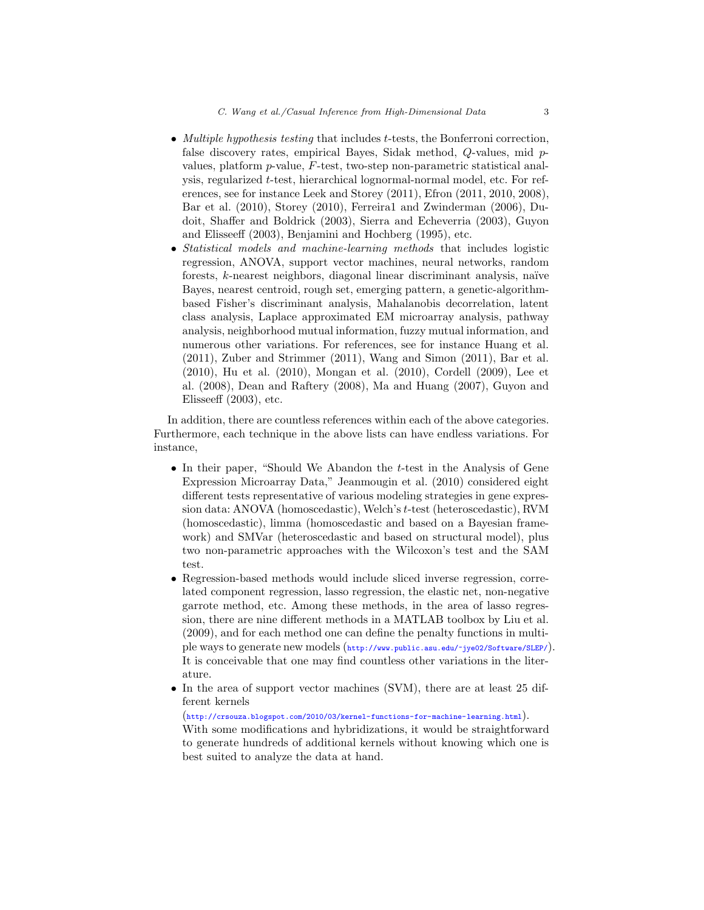- *Multiple hypothesis testing* that includes $t$-tests, the Bonferroni correction, false discovery rates, empirical Bayes, Sidak method, $Q$-values, mid $p$-values, platform $p$-value, $F$-test, two-step non-parametric statistical analysis, regularized $t$-test, hierarchical lognormal-normal model, etc. For references, see for instance Leek and Storey (2011), Efron (2011, 2010, 2008), Bar et al. (2010), Storey (2010), Ferreira1 and Zwinderman (2006), Dudoit, Shaffer and Boldrick (2003), Sierra and Echeverria (2003), Guyon and Elisseeff (2003), Benjamini and Hochberg (1995), etc.
- *Statistical models and machine-learning methods* that includes logistic regression, ANOVA, support vector machines, neural networks, random forests, $k$-nearest neighbors, diagonal linear discriminant analysis, naïve Bayes, nearest centroid, rough set, emerging pattern, a genetic-algorithm-based Fisher's discriminant analysis, Mahalanobis decorrelation, latent class analysis, Laplace approximated EM microarray analysis, pathway analysis, neighborhood mutual information, fuzzy mutual information, and numerous other variations. For references, see for instance Huang et al. (2011), Zuber and Strimmer (2011), Wang and Simon (2011), Bar et al. (2010), Hu et al. (2010), Mongan et al. (2010), Cordell (2009), Lee et al. (2008), Dean and Raftery (2008), Ma and Huang (2007), Guyon and Elisseeff (2003), etc.

In addition, there are countless references within each of the above categories. Furthermore, each technique in the above lists can have endless variations. For instance,

- In their paper, "Should We Abandon the $t$-test in the Analysis of Gene Expression Microarray Data," Jeanmougin et al. (2010) considered eight different tests representative of various modeling strategies in gene expression data: ANOVA (homoscedastic), Welch's $t$-test (heteroscedastic), RVM (homoscedastic), limma (homoscedastic and based on a Bayesian framework) and SMVar (heteroscedastic and based on structural model), plus two non-parametric approaches with the Wilcoxon's test and the SAM test.
- Regression-based methods would include sliced inverse regression, correlated component regression, lasso regression, the elastic net, non-negative garrote method, etc. Among these methods, in the area of lasso regression, there are nine different methods in a MATLAB toolbox by Liu et al. (2009), and for each method one can define the penalty functions in multiple ways to generate new models (http://www.public.asu.edu/~jye02/Software/SLEP/). It is conceivable that one may find countless other variations in the literature.
- In the area of support vector machines (SVM), there are at least 25 different kernels (http://crsouza.blogspot.com/2010/03/kernel-functions-for-machine-learning.html). With some modifications and hybridizations, it would be straightforward to generate hundreds of additional kernels without knowing which one is best suited to analyze the data at hand.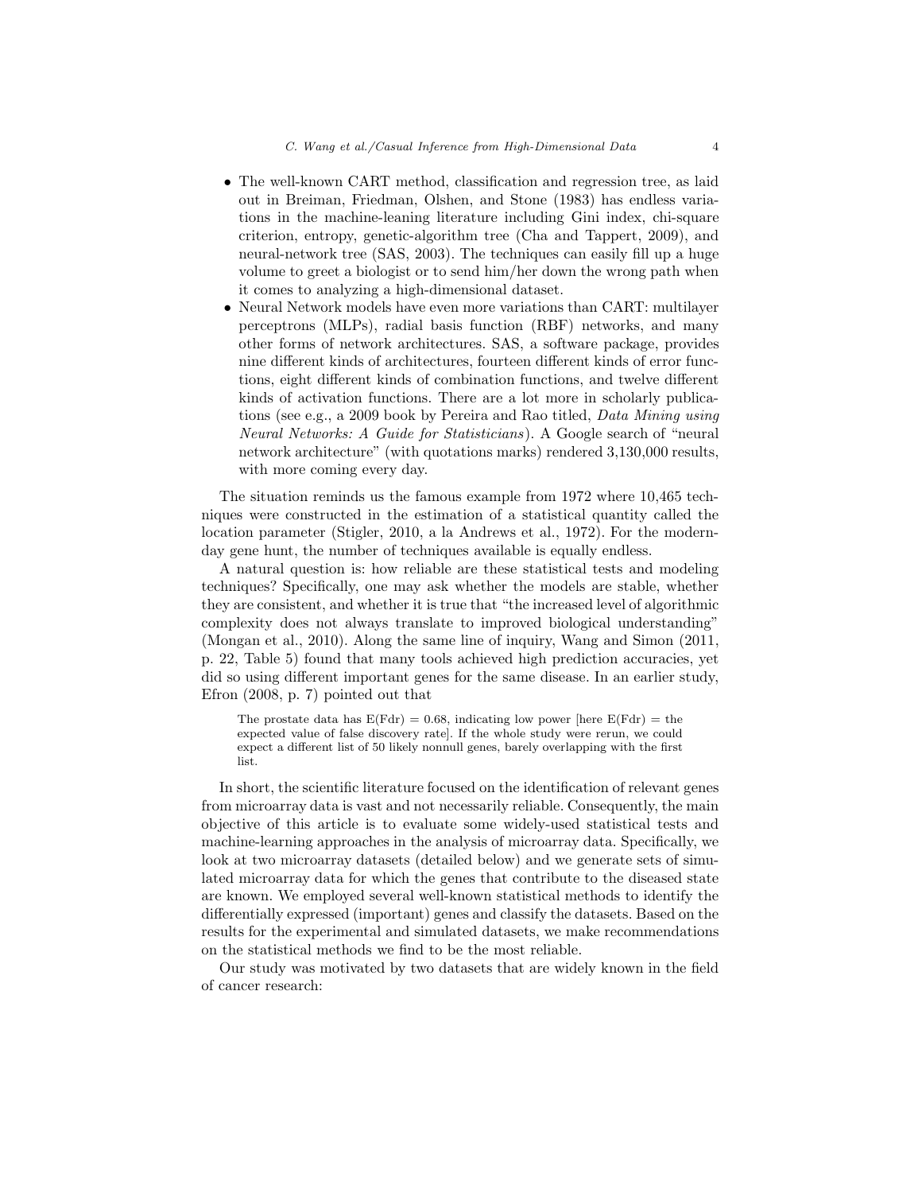- The well-known CART method, classification and regression tree, as laid out in Breiman, Friedman, Olshen, and Stone (1983) has endless variations in the machine-leaning literature including Gini index, chi-square criterion, entropy, genetic-algorithm tree (Cha and Tappert, 2009), and neural-network tree (SAS, 2003). The techniques can easily fill up a huge volume to greet a biologist or to send him/her down the wrong path when it comes to analyzing a high-dimensional dataset.
- Neural Network models have even more variations than CART: multilayer perceptrons (MLPs), radial basis function (RBF) networks, and many other forms of network architectures. SAS, a software package, provides nine different kinds of architectures, fourteen different kinds of error functions, eight different kinds of combination functions, and twelve different kinds of activation functions. There are a lot more in scholarly publications (see e.g., a 2009 book by Pereira and Rao titled, *Data Mining using Neural Networks: A Guide for Statisticians*). A Google search of "neural network architecture" (with quotations marks) rendered 3,130,000 results, with more coming every day.

The situation reminds us the famous example from 1972 where 10,465 techniques were constructed in the estimation of a statistical quantity called the location parameter (Stigler, 2010, a la Andrews et al., 1972). For the modern-day gene hunt, the number of techniques available is equally endless.

A natural question is: how reliable are these statistical tests and modeling techniques? Specifically, one may ask whether the models are stable, whether they are consistent, and whether it is true that "the increased level of algorithmic complexity does not always translate to improved biological understanding" (Mongan et al., 2010). Along the same line of inquiry, Wang and Simon (2011, p. 22, Table 5) found that many tools achieved high prediction accuracies, yet did so using different important genes for the same disease. In an earlier study, Efron (2008, p. 7) pointed out that

> The prostate data has E(Fdr) = 0.68, indicating low power [here E(Fdr) = the expected value of false discovery rate]. If the whole study were rerun, we could expect a different list of 50 likely nonnull genes, barely overlapping with the first list.

In short, the scientific literature focused on the identification of relevant genes from microarray data is vast and not necessarily reliable. Consequently, the main objective of this article is to evaluate some widely-used statistical tests and machine-learning approaches in the analysis of microarray data. Specifically, we look at two microarray datasets (detailed below) and we generate sets of simulated microarray data for which the genes that contribute to the diseased state are known. We employed several well-known statistical methods to identify the differentially expressed (important) genes and classify the datasets. Based on the results for the experimental and simulated datasets, we make recommendations on the statistical methods we find to be the most reliable.

Our study was motivated by two datasets that are widely known in the field of cancer research: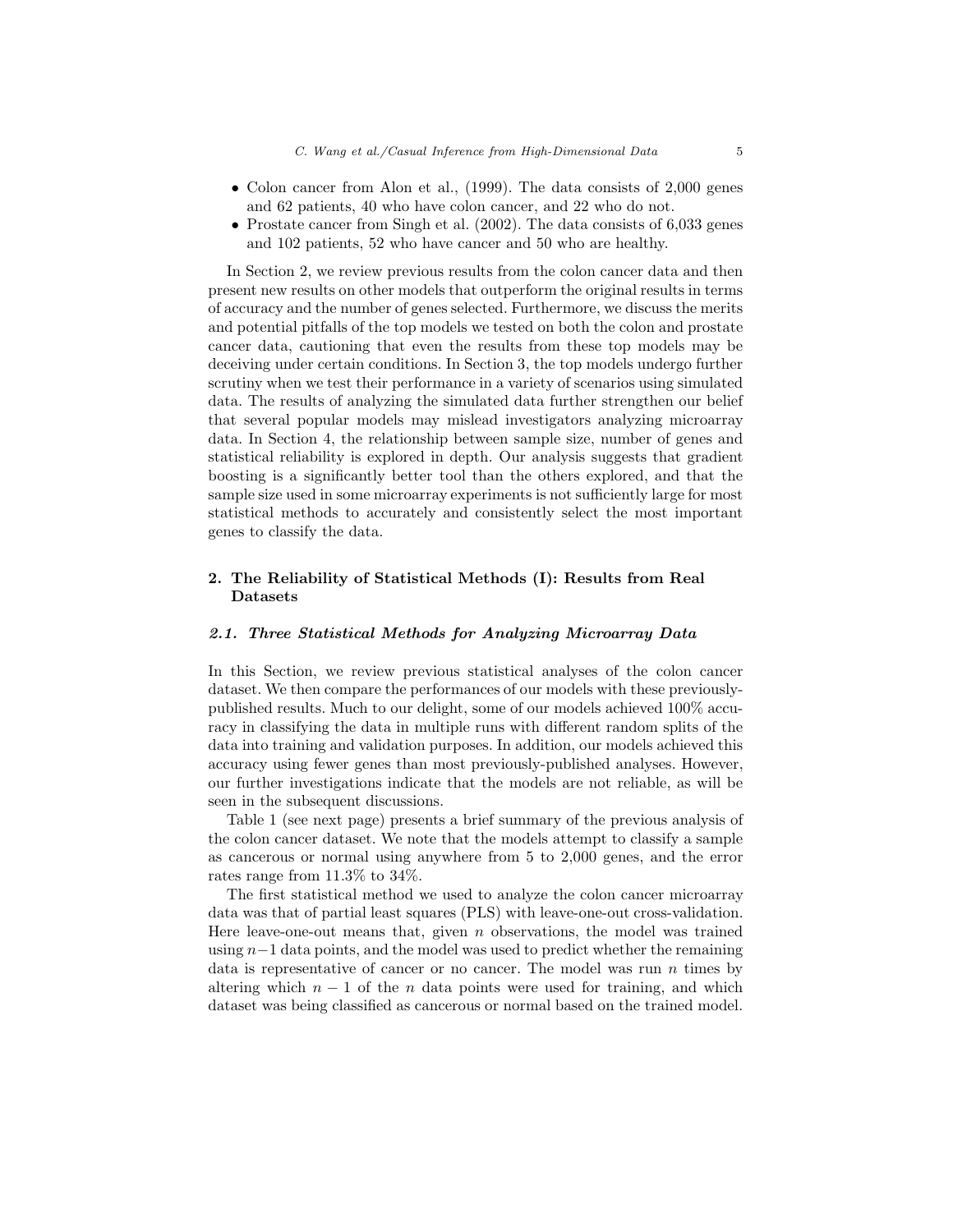- Colon cancer from Alon et al., (1999). The data consists of 2,000 genes and 62 patients, 40 who have colon cancer, and 22 who do not.
- Prostate cancer from Singh et al. (2002). The data consists of 6,033 genes and 102 patients, 52 who have cancer and 50 who are healthy.

In Section 2, we review previous results from the colon cancer data and then present new results on other models that outperform the original results in terms of accuracy and the number of genes selected. Furthermore, we discuss the merits and potential pitfalls of the top models we tested on both the colon and prostate cancer data, cautioning that even the results from these top models may be deceiving under certain conditions. In Section 3, the top models undergo further scrutiny when we test their performance in a variety of scenarios using simulated data. The results of analyzing the simulated data further strengthen our belief that several popular models may mislead investigators analyzing microarray data. In Section 4, the relationship between sample size, number of genes and statistical reliability is explored in depth. Our analysis suggests that gradient boosting is a significantly better tool than the others explored, and that the sample size used in some microarray experiments is not sufficiently large for most statistical methods to accurately and consistently select the most important genes to classify the data.

## 2. The Reliability of Statistical Methods (I): Results from Real Datasets

### *2.1. Three Statistical Methods for Analyzing Microarray Data*

In this Section, we review previous statistical analyses of the colon cancer dataset. We then compare the performances of our models with these previously-published results. Much to our delight, some of our models achieved 100% accuracy in classifying the data in multiple runs with different random splits of the data into training and validation purposes. In addition, our models achieved this accuracy using fewer genes than most previously-published analyses. However, our further investigations indicate that the models are not reliable, as will be seen in the subsequent discussions.

Table 1 (see next page) presents a brief summary of the previous analysis of the colon cancer dataset. We note that the models attempt to classify a sample as cancerous or normal using anywhere from 5 to 2,000 genes, and the error rates range from 11.3% to 34%.

The first statistical method we used to analyze the colon cancer microarray data was that of partial least squares (PLS) with leave-one-out cross-validation. Here leave-one-out means that, given $n$ observations, the model was trained using $n-1$ data points, and the model was used to predict whether the remaining data is representative of cancer or no cancer. The model was run $n$ times by altering which $n-1$ of the $n$ data points were used for training, and which dataset was being classified as cancerous or normal based on the trained model.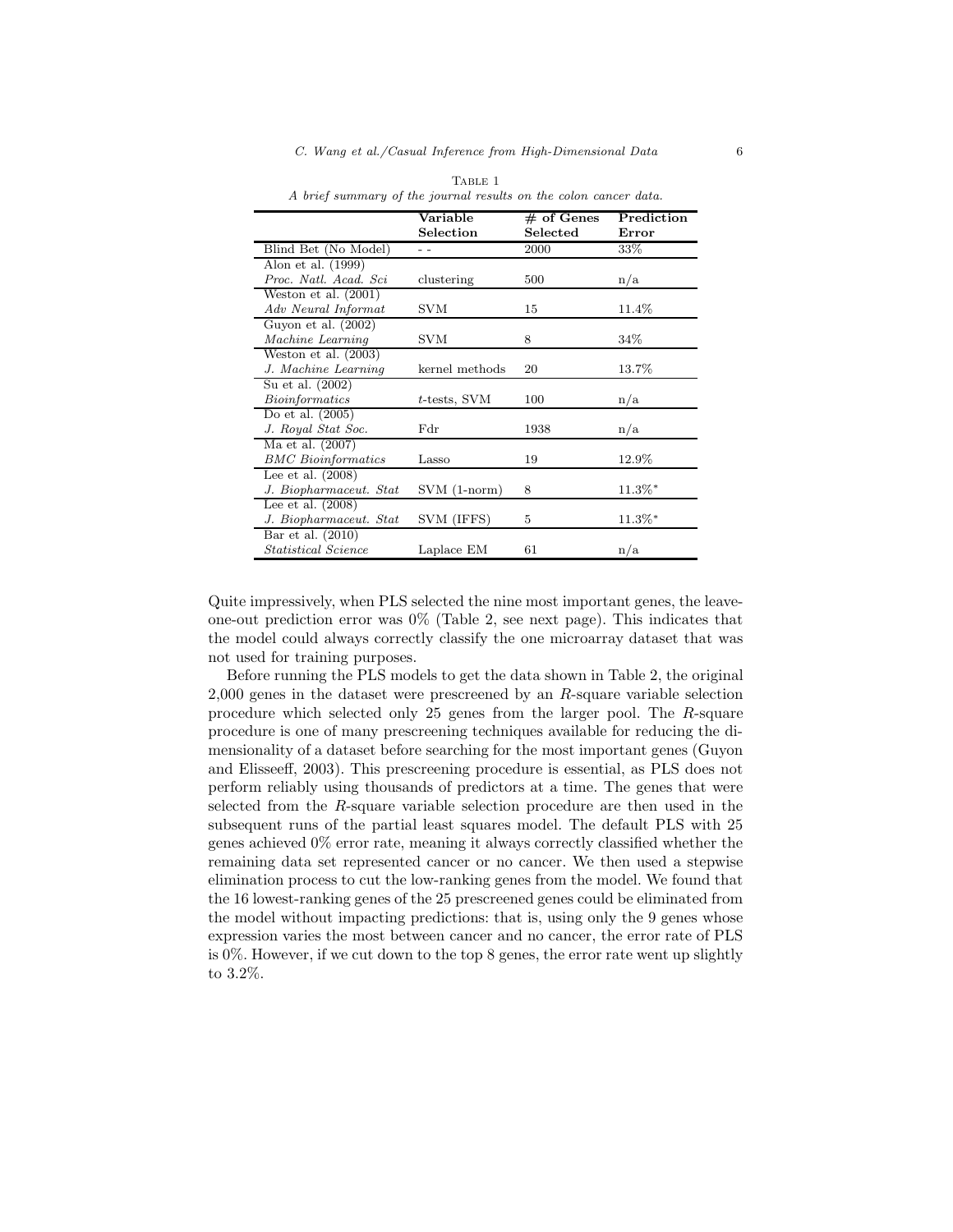Table 1

*A brief summary of the journal results on the colon cancer data.*

| | **Variable Selection** | **# of Genes Selected** | **Prediction Error** |
|---|---|---|---|
| Blind Bet (No Model) | - - | 2000 | 33% |
| Alon et al. (1999) *Proc. Natl. Acad. Sci* | clustering | 500 | n/a |
| Weston et al. (2001) *Adv Neural Informat* | SVM | 15 | 11.4% |
| Guyon et al. (2002) *Machine Learning* | SVM | 8 | 34% |
| Weston et al. (2003) *J. Machine Learning* | kernel methods | 20 | 13.7% |
| Su et al. (2002) *Bioinformatics* | *t*-tests, SVM | 100 | n/a |
| Do et al. (2005) *J. Royal Stat Soc.* | Fdr | 1938 | n/a |
| Ma et al. (2007) *BMC Bioinformatics* | Lasso | 19 | 12.9% |
| Lee et al. (2008) *J. Biopharmaceut. Stat* | SVM (1-norm) | 8 | 11.3%* |
| Lee et al. (2008) *J. Biopharmaceut. Stat* | SVM (IFFS) | 5 | 11.3%* |
| Bar et al. (2010) *Statistical Science* | Laplace EM | 61 | n/a |

Quite impressively, when PLS selected the nine most important genes, the leave-one-out prediction error was 0% (Table 2, see next page). This indicates that the model could always correctly classify the one microarray dataset that was not used for training purposes.

Before running the PLS models to get the data shown in Table 2, the original 2,000 genes in the dataset were prescreened by an *R*-square variable selection procedure which selected only 25 genes from the larger pool. The *R*-square procedure is one of many prescreening techniques available for reducing the dimensionality of a dataset before searching for the most important genes (Guyon and Elisseeff, 2003). This prescreening procedure is essential, as PLS does not perform reliably using thousands of predictors at a time. The genes that were selected from the *R*-square variable selection procedure are then used in the subsequent runs of the partial least squares model. The default PLS with 25 genes achieved 0% error rate, meaning it always correctly classified whether the remaining data set represented cancer or no cancer. We then used a stepwise elimination process to cut the low-ranking genes from the model. We found that the 16 lowest-ranking genes of the 25 prescreened genes could be eliminated from the model without impacting predictions: that is, using only the 9 genes whose expression varies the most between cancer and no cancer, the error rate of PLS is 0%. However, if we cut down to the top 8 genes, the error rate went up slightly to 3.2%.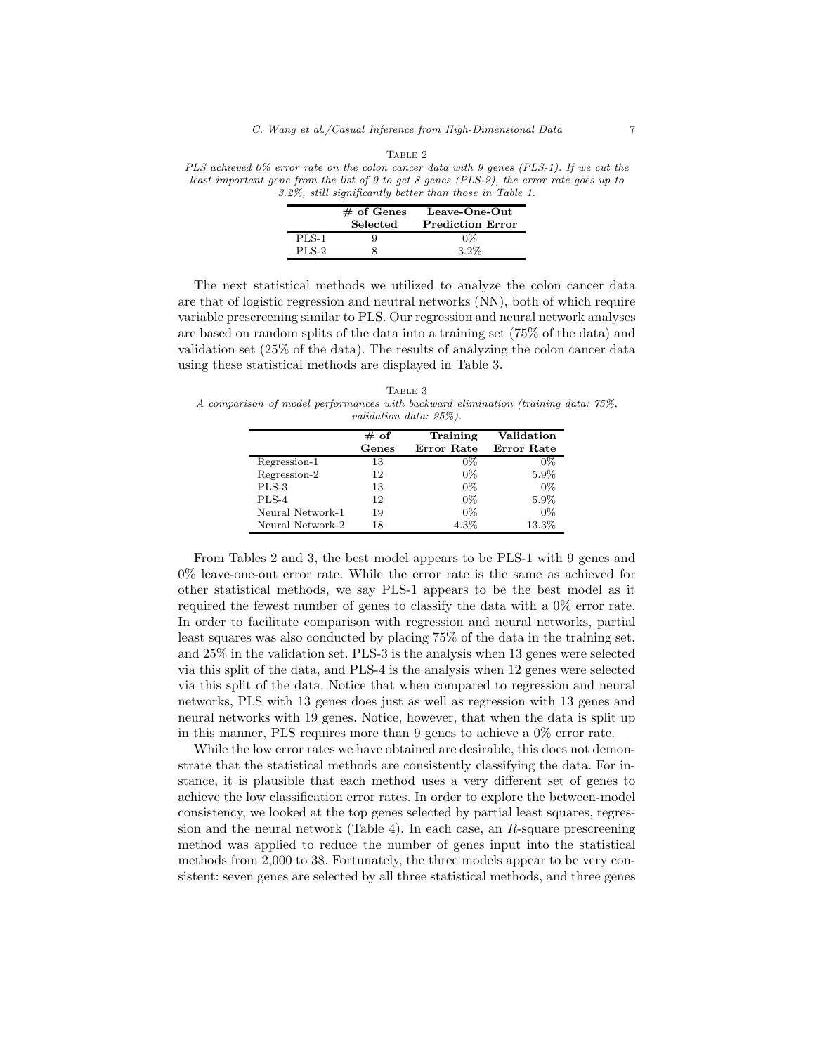Table 2

*PLS achieved 0% error rate on the colon cancer data with 9 genes (PLS-1). If we cut the least important gene from the list of 9 to get 8 genes (PLS-2), the error rate goes up to 3.2%, still significantly better than those in Table 1.*

| | **# of Genes Selected** | **Leave-One-Out Prediction Error** |
|---|---|---|
| PLS-1 | 9 | 0% |
| PLS-2 | 8 | 3.2% |

The next statistical methods we utilized to analyze the colon cancer data are that of logistic regression and neutral networks (NN), both of which require variable prescreening similar to PLS. Our regression and neural network analyses are based on random splits of the data into a training set (75% of the data) and validation set (25% of the data). The results of analyzing the colon cancer data using these statistical methods are displayed in Table 3.

Table 3

*A comparison of model performances with backward elimination (training data: 75%, validation data: 25%).*

| | **# of Genes** | **Training Error Rate** | **Validation Error Rate** |
|---|---|---|---|
| Regression-1 | 13 | 0% | 0% |
| Regression-2 | 12 | 0% | 5.9% |
| PLS-3 | 13 | 0% | 0% |
| PLS-4 | 12 | 0% | 5.9% |
| Neural Network-1 | 19 | 0% | 0% |
| Neural Network-2 | 18 | 4.3% | 13.3% |

From Tables 2 and 3, the best model appears to be PLS-1 with 9 genes and 0% leave-one-out error rate. While the error rate is the same as achieved for other statistical methods, we say PLS-1 appears to be the best model as it required the fewest number of genes to classify the data with a 0% error rate. In order to facilitate comparison with regression and neural networks, partial least squares was also conducted by placing 75% of the data in the training set, and 25% in the validation set. PLS-3 is the analysis when 13 genes were selected via this split of the data, and PLS-4 is the analysis when 12 genes were selected via this split of the data. Notice that when compared to regression and neural networks, PLS with 13 genes does just as well as regression with 13 genes and neural networks with 19 genes. Notice, however, that when the data is split up in this manner, PLS requires more than 9 genes to achieve a 0% error rate.

While the low error rates we have obtained are desirable, this does not demonstrate that the statistical methods are consistently classifying the data. For instance, it is plausible that each method uses a very different set of genes to achieve the low classification error rates. In order to explore the between-model consistency, we looked at the top genes selected by partial least squares, regression and the neural network (Table 4). In each case, an $R$-square prescreening method was applied to reduce the number of genes input into the statistical methods from 2,000 to 38. Fortunately, the three models appear to be very consistent: seven genes are selected by all three statistical methods, and three genes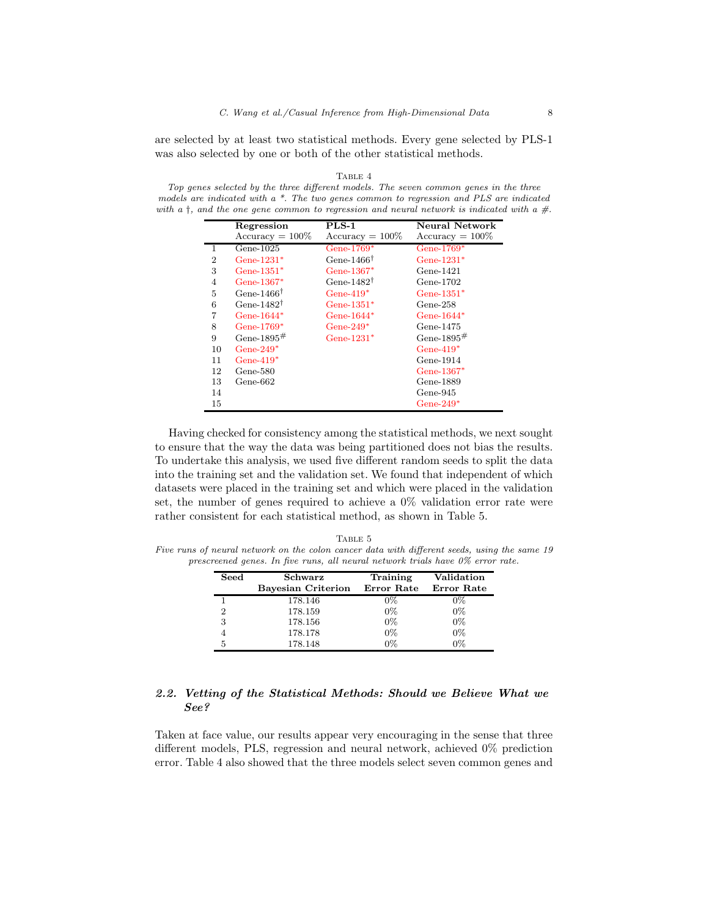are selected by at least two statistical methods. Every gene selected by PLS-1 was also selected by one or both of the other statistical methods.

Table 4

*Top genes selected by the three different models. The seven common genes in the three models are indicated with a \*. The two genes common to regression and PLS are indicated with a †, and the one gene common to regression and neural network is indicated with a #.*

| | Regression<br>Accuracy = 100% | PLS-1<br>Accuracy = 100% | Neural Network<br>Accuracy = 100% |
|---|---|---|---|
| 1 | Gene-1025 | Gene-1769* | Gene-1769* |
| 2 | Gene-1231* | Gene-1466† | Gene-1231* |
| 3 | Gene-1351* | Gene-1367* | Gene-1421 |
| 4 | Gene-1367* | Gene-1482† | Gene-1702 |
| 5 | Gene-1466† | Gene-419* | Gene-1351* |
| 6 | Gene-1482† | Gene-1351* | Gene-258 |
| 7 | Gene-1644* | Gene-1644* | Gene-1644* |
| 8 | Gene-1769* | Gene-249* | Gene-1475 |
| 9 | Gene-1895# | Gene-1231* | Gene-1895# |
| 10 | Gene-249* | | Gene-419* |
| 11 | Gene-419* | | Gene-1914 |
| 12 | Gene-580 | | Gene-1367* |
| 13 | Gene-662 | | Gene-1889 |
| 14 | | | Gene-945 |
| 15 | | | Gene-249* |

Having checked for consistency among the statistical methods, we next sought to ensure that the way the data was being partitioned does not bias the results. To undertake this analysis, we used five different random seeds to split the data into the training set and the validation set. We found that independent of which datasets were placed in the training set and which were placed in the validation set, the number of genes required to achieve a 0% validation error rate were rather consistent for each statistical method, as shown in Table 5.

Table 5

*Five runs of neural network on the colon cancer data with different seeds, using the same 19 prescreened genes. In five runs, all neural network trials have 0% error rate.*

| Seed | Schwarz Bayesian Criterion | Training Error Rate | Validation Error Rate |
|---|---|---|---|
| 1 | 178.146 | 0% | 0% |
| 2 | 178.159 | 0% | 0% |
| 3 | 178.156 | 0% | 0% |
| 4 | 178.178 | 0% | 0% |
| 5 | 178.148 | 0% | 0% |

### 2.2. Vetting of the Statistical Methods: Should we Believe What we See?

Taken at face value, our results appear very encouraging in the sense that three different models, PLS, regression and neural network, achieved 0% prediction error. Table 4 also showed that the three models select seven common genes and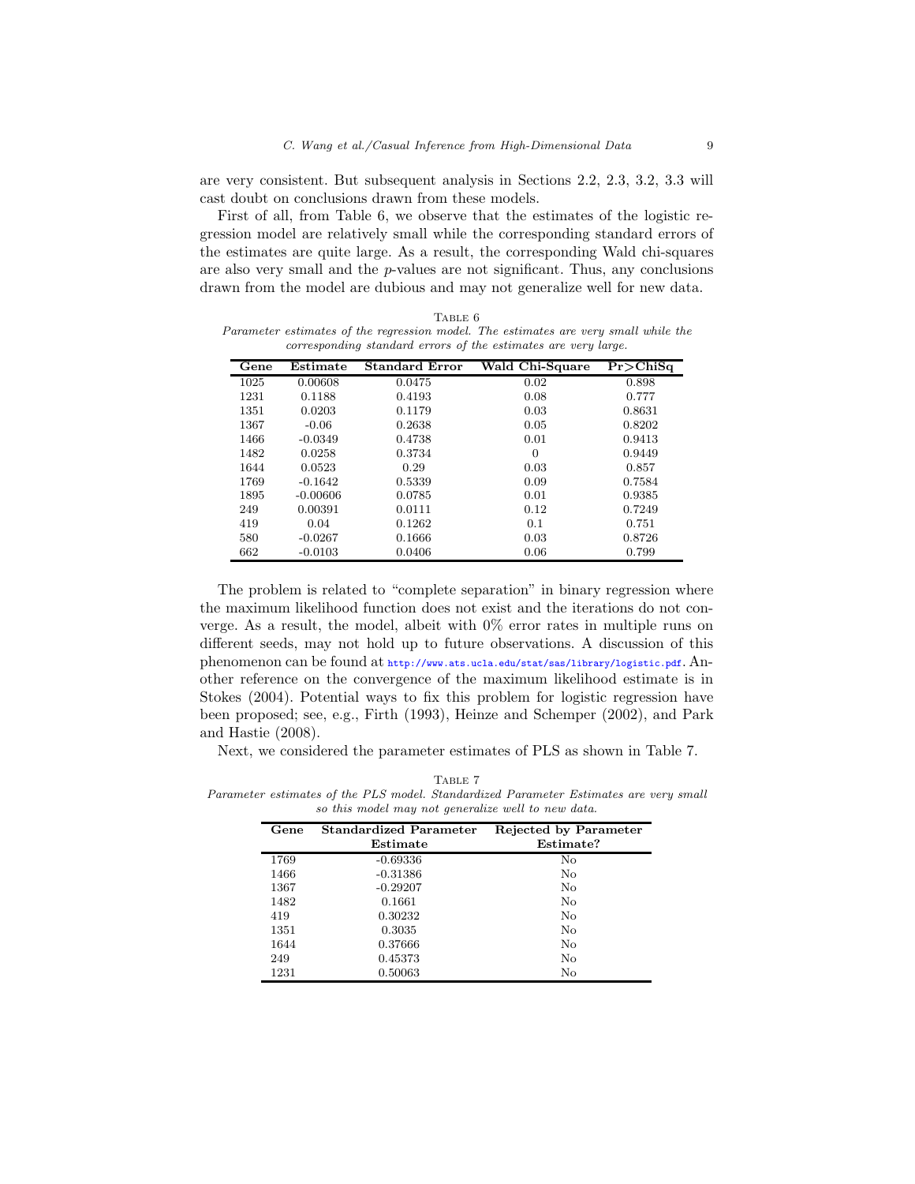are very consistent. But subsequent analysis in Sections 2.2, 2.3, 3.2, 3.3 will cast doubt on conclusions drawn from these models.

First of all, from Table 6, we observe that the estimates of the logistic regression model are relatively small while the corresponding standard errors of the estimates are quite large. As a result, the corresponding Wald chi-squares are also very small and the $p$-values are not significant. Thus, any conclusions drawn from the model are dubious and may not generalize well for new data.

TABLE 6
*Parameter estimates of the regression model. The estimates are very small while the corresponding standard errors of the estimates are very large.*

| Gene | Estimate | Standard Error | Wald Chi-Square | Pr>ChiSq |
|---|---|---|---|---|
| 1025 | 0.00608 | 0.0475 | 0.02 | 0.898 |
| 1231 | 0.1188 | 0.4193 | 0.08 | 0.777 |
| 1351 | 0.0203 | 0.1179 | 0.03 | 0.8631 |
| 1367 | -0.06 | 0.2638 | 0.05 | 0.8202 |
| 1466 | -0.0349 | 0.4738 | 0.01 | 0.9413 |
| 1482 | 0.0258 | 0.3734 | 0 | 0.9449 |
| 1644 | 0.0523 | 0.29 | 0.03 | 0.857 |
| 1769 | -0.1642 | 0.5339 | 0.09 | 0.7584 |
| 1895 | -0.00606 | 0.0785 | 0.01 | 0.9385 |
| 249 | 0.00391 | 0.0111 | 0.12 | 0.7249 |
| 419 | 0.04 | 0.1262 | 0.1 | 0.751 |
| 580 | -0.0267 | 0.1666 | 0.03 | 0.8726 |
| 662 | -0.0103 | 0.0406 | 0.06 | 0.799 |

The problem is related to "complete separation" in binary regression where the maximum likelihood function does not exist and the iterations do not converge. As a result, the model, albeit with 0% error rates in multiple runs on different seeds, may not hold up to future observations. A discussion of this phenomenon can be found at http://www.ats.ucla.edu/stat/sas/library/logistic.pdf. Another reference on the convergence of the maximum likelihood estimate is in Stokes (2004). Potential ways to fix this problem for logistic regression have been proposed; see, e.g., Firth (1993), Heinze and Schemper (2002), and Park and Hastie (2008).

Next, we considered the parameter estimates of PLS as shown in Table 7.

TABLE 7
*Parameter estimates of the PLS model. Standardized Parameter Estimates are very small so this model may not generalize well to new data.*

| Gene | Standardized Parameter Estimate | Rejected by Parameter Estimate? |
|---|---|---|
| 1769 | -0.69336 | No |
| 1466 | -0.31386 | No |
| 1367 | -0.29207 | No |
| 1482 | 0.1661 | No |
| 419 | 0.30232 | No |
| 1351 | 0.3035 | No |
| 1644 | 0.37666 | No |
| 249 | 0.45373 | No |
| 1231 | 0.50063 | No |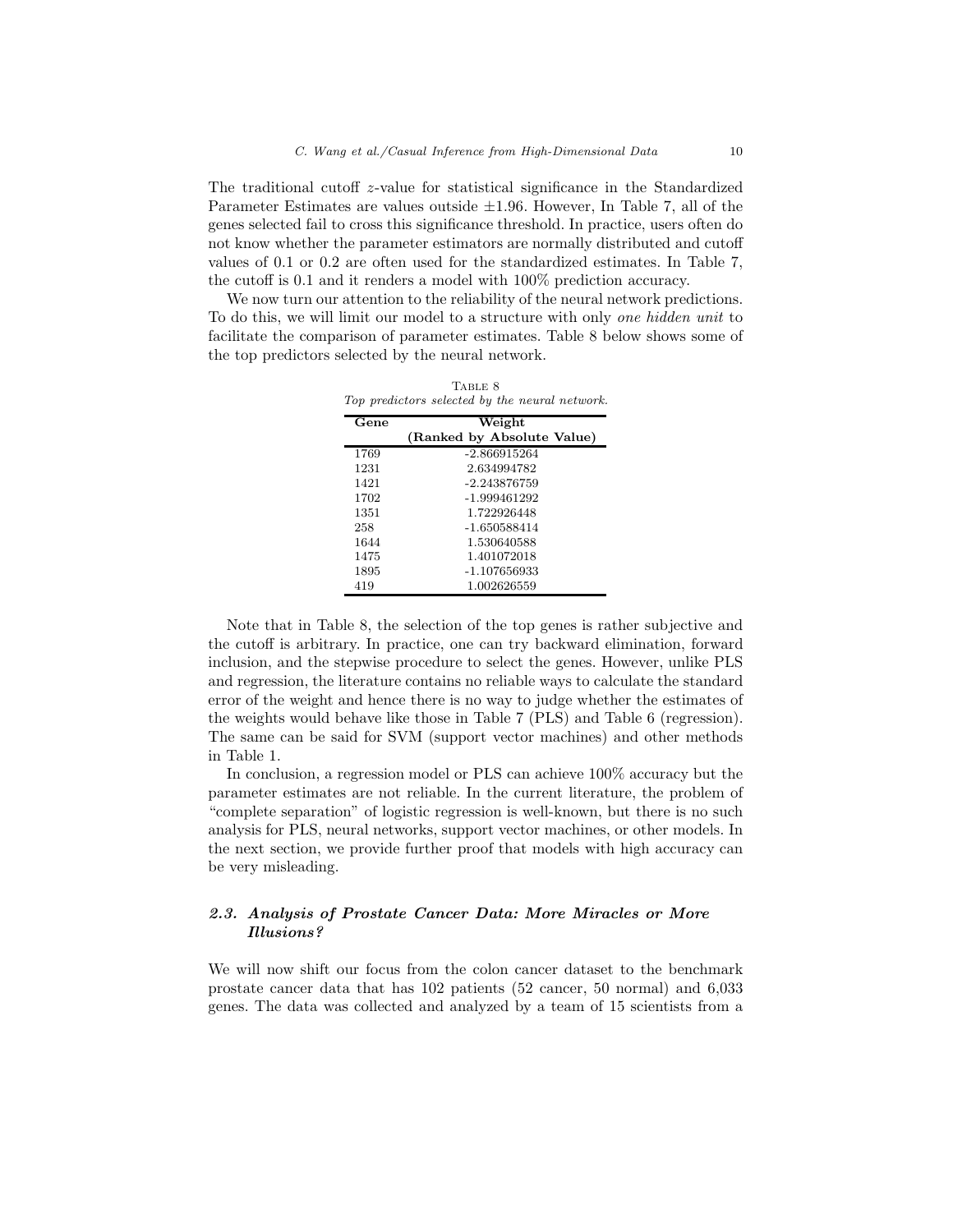The traditional cutoff $z$-value for statistical significance in the Standardized Parameter Estimates are values outside $\pm 1.96$. However, In Table 7, all of the genes selected fail to cross this significance threshold. In practice, users often do not know whether the parameter estimators are normally distributed and cutoff values of 0.1 or 0.2 are often used for the standardized estimates. In Table 7, the cutoff is 0.1 and it renders a model with 100% prediction accuracy.

We now turn our attention to the reliability of the neural network predictions. To do this, we will limit our model to a structure with only *one hidden unit* to facilitate the comparison of parameter estimates. Table 8 below shows some of the top predictors selected by the neural network.

TABLE 8
*Top predictors selected by the neural network.*

| Gene | Weight (Ranked by Absolute Value) |
|---|---|
| 1769 | -2.866915264 |
| 1231 | 2.634994782 |
| 1421 | -2.243876759 |
| 1702 | -1.999461292 |
| 1351 | 1.722926448 |
| 258 | -1.650588414 |
| 1644 | 1.530640588 |
| 1475 | 1.401072018 |
| 1895 | -1.107656933 |
| 419 | 1.002626559 |

Note that in Table 8, the selection of the top genes is rather subjective and the cutoff is arbitrary. In practice, one can try backward elimination, forward inclusion, and the stepwise procedure to select the genes. However, unlike PLS and regression, the literature contains no reliable ways to calculate the standard error of the weight and hence there is no way to judge whether the estimates of the weights would behave like those in Table 7 (PLS) and Table 6 (regression). The same can be said for SVM (support vector machines) and other methods in Table 1.

In conclusion, a regression model or PLS can achieve 100% accuracy but the parameter estimates are not reliable. In the current literature, the problem of "complete separation" of logistic regression is well-known, but there is no such analysis for PLS, neural networks, support vector machines, or other models. In the next section, we provide further proof that models with high accuracy can be very misleading.

### *2.3. Analysis of Prostate Cancer Data: More Miracles or More Illusions?*

We will now shift our focus from the colon cancer dataset to the benchmark prostate cancer data that has 102 patients (52 cancer, 50 normal) and 6,033 genes. The data was collected and analyzed by a team of 15 scientists from a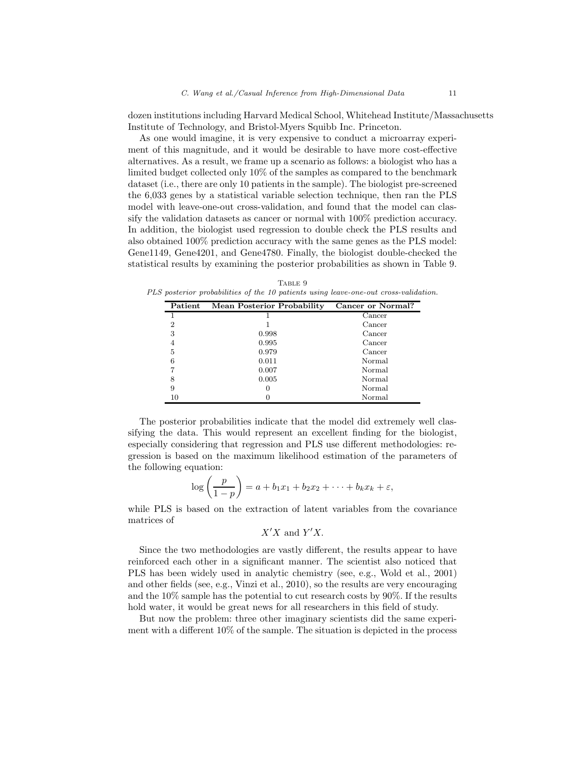dozen institutions including Harvard Medical School, Whitehead Institute/Massachusetts Institute of Technology, and Bristol-Myers Squibb Inc. Princeton.

As one would imagine, it is very expensive to conduct a microarray experiment of this magnitude, and it would be desirable to have more cost-effective alternatives. As a result, we frame up a scenario as follows: a biologist who has a limited budget collected only 10% of the samples as compared to the benchmark dataset (i.e., there are only 10 patients in the sample). The biologist pre-screened the 6,033 genes by a statistical variable selection technique, then ran the PLS model with leave-one-out cross-validation, and found that the model can classify the validation datasets as cancer or normal with 100% prediction accuracy. In addition, the biologist used regression to double check the PLS results and also obtained 100% prediction accuracy with the same genes as the PLS model: Gene1149, Gene4201, and Gene4780. Finally, the biologist double-checked the statistical results by examining the posterior probabilities as shown in Table 9.

TABLE 9

*PLS posterior probabilities of the 10 patients using leave-one-out cross-validation.*

| Patient | Mean Posterior Probability | Cancer or Normal? |
|---|---|---|
| 1 | 1 | Cancer |
| 2 | 1 | Cancer |
| 3 | 0.998 | Cancer |
| 4 | 0.995 | Cancer |
| 5 | 0.979 | Cancer |
| 6 | 0.011 | Normal |
| 7 | 0.007 | Normal |
| 8 | 0.005 | Normal |
| 9 | 0 | Normal |
| 10 | 0 | Normal |

The posterior probabilities indicate that the model did extremely well classifying the data. This would represent an excellent finding for the biologist, especially considering that regression and PLS use different methodologies: regression is based on the maximum likelihood estimation of the parameters of the following equation:

$$\log\left(\frac{p}{1-p}\right) = a + b_1 x_1 + b_2 x_2 + \cdots + b_k x_k + \varepsilon,$$

while PLS is based on the extraction of latent variables from the covariance matrices of

$$X'X \text{ and } Y'X.$$

Since the two methodologies are vastly different, the results appear to have reinforced each other in a significant manner. The scientist also noticed that PLS has been widely used in analytic chemistry (see, e.g., Wold et al., 2001) and other fields (see, e.g., Vinzi et al., 2010), so the results are very encouraging and the 10% sample has the potential to cut research costs by 90%. If the results hold water, it would be great news for all researchers in this field of study.

But now the problem: three other imaginary scientists did the same experiment with a different 10% of the sample. The situation is depicted in the process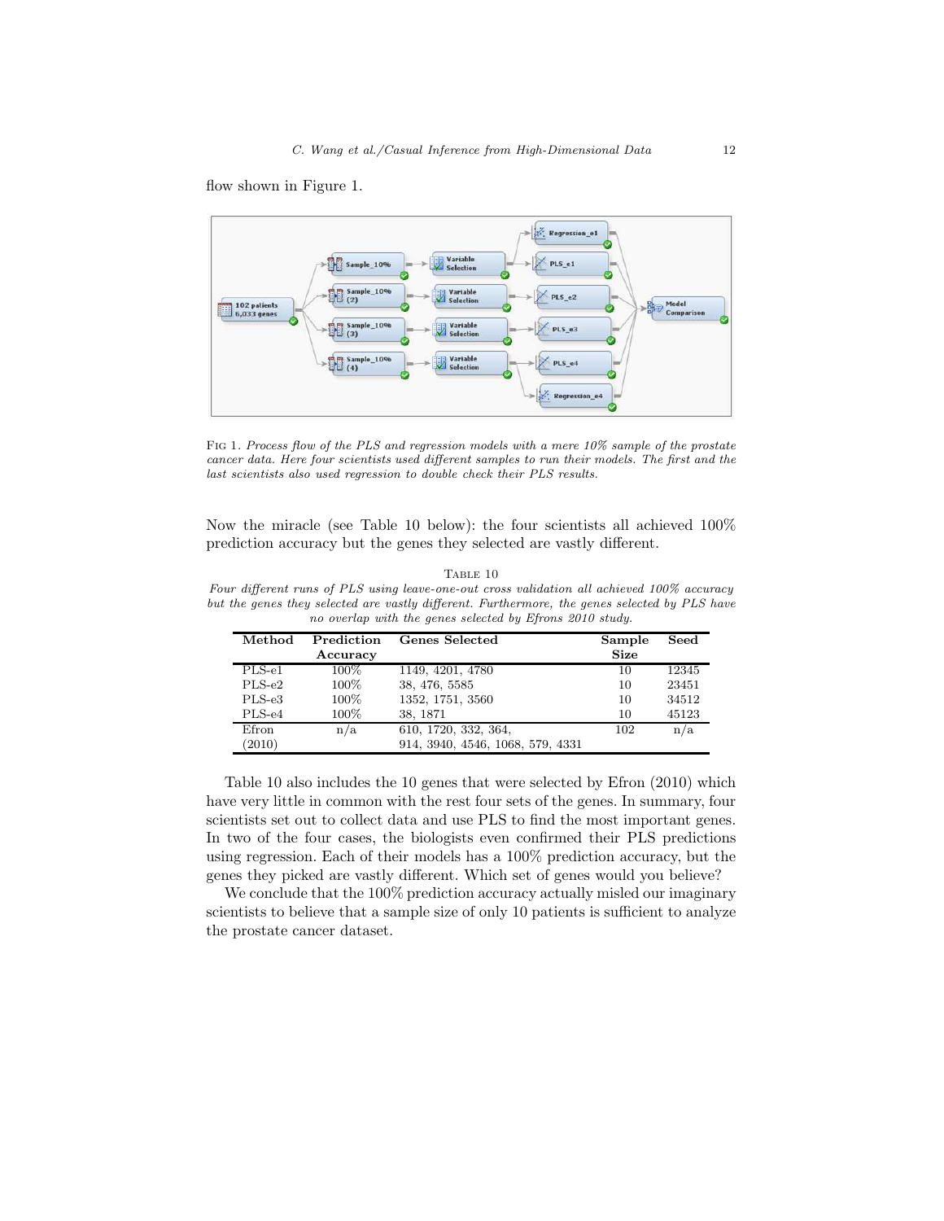flow shown in Figure 1.

Fig 1. *Process flow of the PLS and regression models with a mere 10% sample of the prostate cancer data. Here four scientists used different samples to run their models. The first and the last scientists also used regression to double check their PLS results.*

Now the miracle (see Table 10 below): the four scientists all achieved 100% prediction accuracy but the genes they selected are vastly different.

Table 10

*Four different runs of PLS using leave-one-out cross validation all achieved 100% accuracy but the genes they selected are vastly different. Furthermore, the genes selected by PLS have no overlap with the genes selected by Efrons 2010 study.*

| Method | Prediction Accuracy | Genes Selected | Sample Size | Seed |
|---|---|---|---|---|
| PLS-e1 | 100% | 1149, 4201, 4780 | 10 | 12345 |
| PLS-e2 | 100% | 38, 476, 5585 | 10 | 23451 |
| PLS-e3 | 100% | 1352, 1751, 3560 | 10 | 34512 |
| PLS-e4 | 100% | 38, 1871 | 10 | 45123 |
| Efron (2010) | n/a | 610, 1720, 332, 364, 914, 3940, 4546, 1068, 579, 4331 | 102 | n/a |

Table 10 also includes the 10 genes that were selected by Efron (2010) which have very little in common with the rest four sets of the genes. In summary, four scientists set out to collect data and use PLS to find the most important genes. In two of the four cases, the biologists even confirmed their PLS predictions using regression. Each of their models has a 100% prediction accuracy, but the genes they picked are vastly different. Which set of genes would you believe?

We conclude that the 100% prediction accuracy actually misled our imaginary scientists to believe that a sample size of only 10 patients is sufficient to analyze the prostate cancer dataset.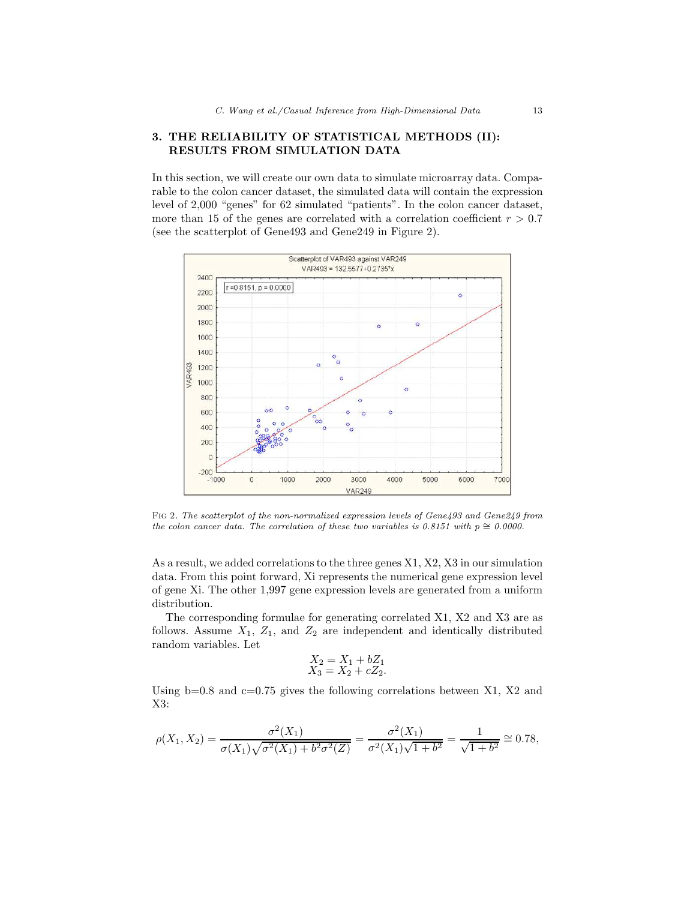## 3. THE RELIABILITY OF STATISTICAL METHODS (II): RESULTS FROM SIMULATION DATA

In this section, we will create our own data to simulate microarray data. Comparable to the colon cancer dataset, the simulated data will contain the expression level of 2,000 "genes" for 62 simulated "patients". In the colon cancer dataset, more than 15 of the genes are correlated with a correlation coefficient $r > 0.7$ (see the scatterplot of Gene493 and Gene249 in Figure 2).

FIG 2. *The scatterplot of the non-normalized expression levels of Gene493 and Gene249 from the colon cancer data. The correlation of these two variables is 0.8151 with $p \cong 0.0000$.*

As a result, we added correlations to the three genes X1, X2, X3 in our simulation data. From this point forward, Xi represents the numerical gene expression level of gene Xi. The other 1,997 gene expression levels are generated from a uniform distribution.

The corresponding formulae for generating correlated X1, X2 and X3 are as follows. Assume $X_1$, $Z_1$, and $Z_2$ are independent and identically distributed random variables. Let

$$X_2 = X_1 + bZ_1$$
$$X_3 = X_2 + cZ_2.$$

Using b=0.8 and c=0.75 gives the following correlations between X1, X2 and X3:

$$\rho(X_1, X_2) = \frac{\sigma^2(X_1)}{\sigma(X_1)\sqrt{\sigma^2(X_1) + b^2\sigma^2(Z)}} = \frac{\sigma^2(X_1)}{\sigma^2(X_1)\sqrt{1 + b^2}} = \frac{1}{\sqrt{1 + b^2}} \cong 0.78,$$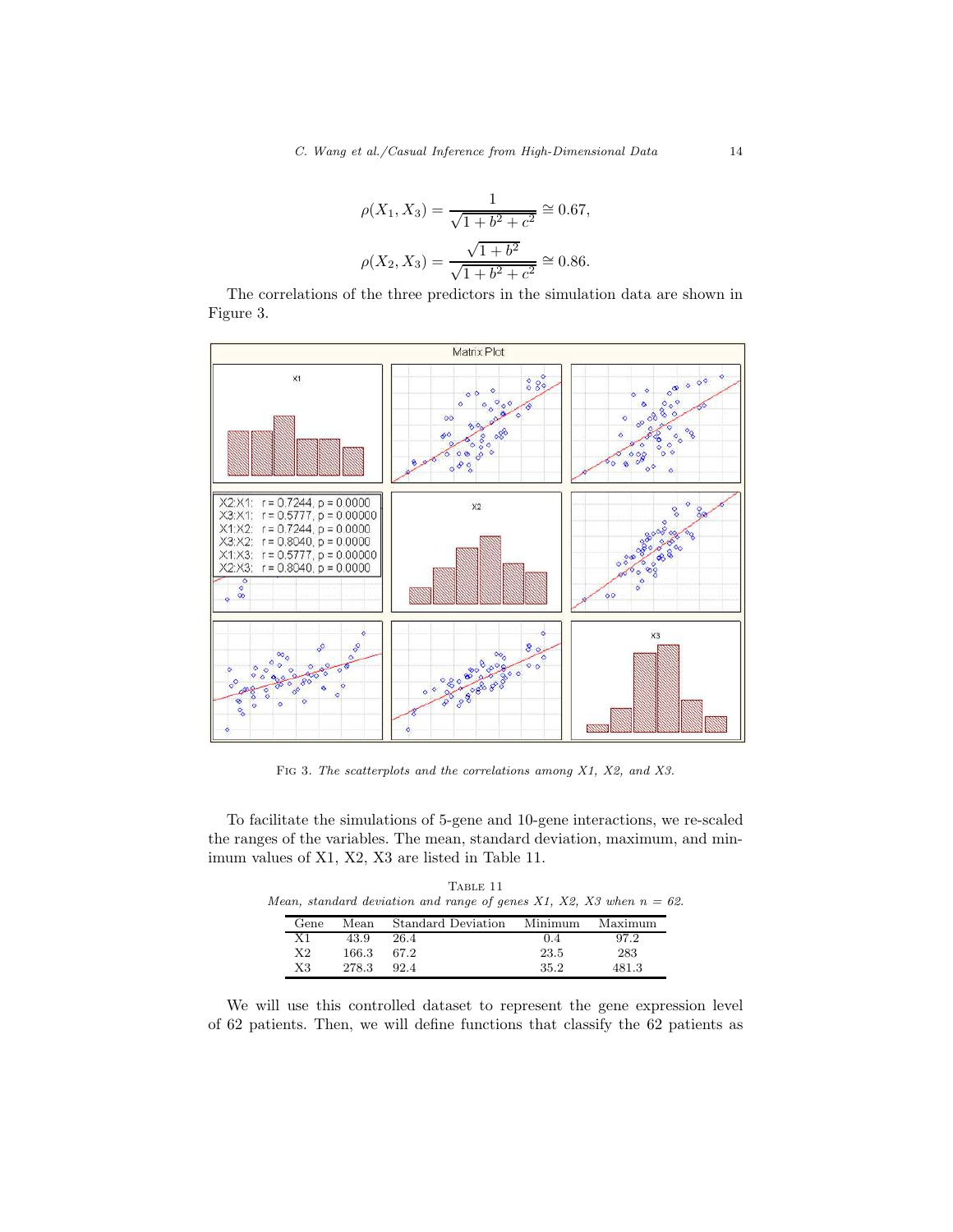$$\rho(X_1, X_3) = \frac{1}{\sqrt{1 + b^2 + c^2}} \cong 0.67,$$

$$\rho(X_2, X_3) = \frac{\sqrt{1 + b^2}}{\sqrt{1 + b^2 + c^2}} \cong 0.86.$$

The correlations of the three predictors in the simulation data are shown in Figure 3.

Fig 3. *The scatterplots and the correlations among X1, X2, and X3.*

To facilitate the simulations of 5-gene and 10-gene interactions, we re-scaled the ranges of the variables. The mean, standard deviation, maximum, and minimum values of X1, X2, X3 are listed in Table 11.

Table 11
*Mean, standard deviation and range of genes X1, X2, X3 when n = 62.*

| Gene | Mean | Standard Deviation | Minimum | Maximum |
|---|---|---|---|---|
| X1 | 43.9 | 26.4 | 0.4 | 97.2 |
| X2 | 166.3 | 67.2 | 23.5 | 283 |
| X3 | 278.3 | 92.4 | 35.2 | 481.3 |

We will use this controlled dataset to represent the gene expression level of 62 patients. Then, we will define functions that classify the 62 patients as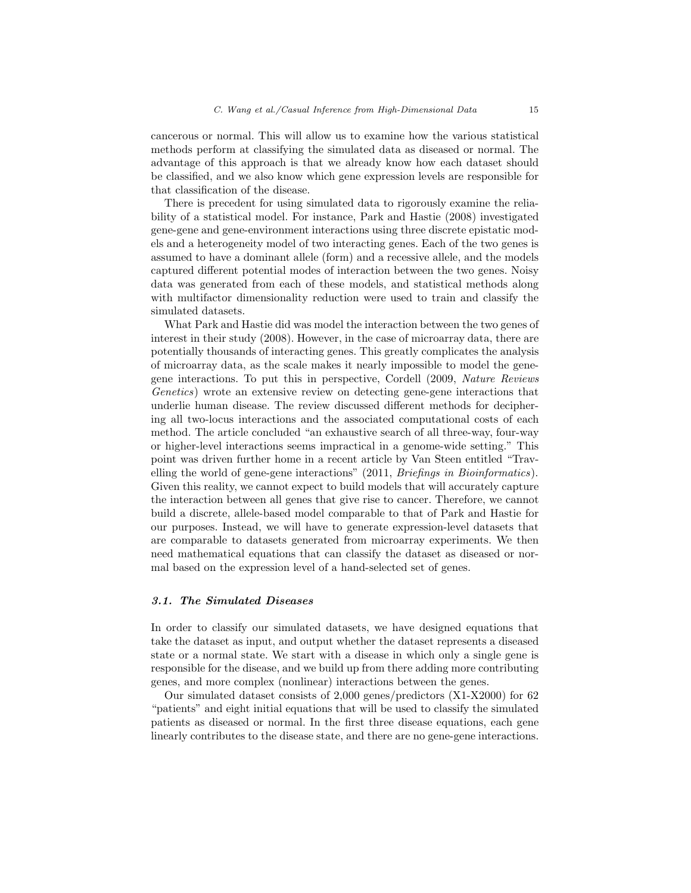cancerous or normal. This will allow us to examine how the various statistical methods perform at classifying the simulated data as diseased or normal. The advantage of this approach is that we already know how each dataset should be classified, and we also know which gene expression levels are responsible for that classification of the disease.

There is precedent for using simulated data to rigorously examine the reliability of a statistical model. For instance, Park and Hastie (2008) investigated gene-gene and gene-environment interactions using three discrete epistatic models and a heterogeneity model of two interacting genes. Each of the two genes is assumed to have a dominant allele (form) and a recessive allele, and the models captured different potential modes of interaction between the two genes. Noisy data was generated from each of these models, and statistical methods along with multifactor dimensionality reduction were used to train and classify the simulated datasets.

What Park and Hastie did was model the interaction between the two genes of interest in their study (2008). However, in the case of microarray data, there are potentially thousands of interacting genes. This greatly complicates the analysis of microarray data, as the scale makes it nearly impossible to model the gene-gene interactions. To put this in perspective, Cordell (2009, *Nature Reviews Genetics*) wrote an extensive review on detecting gene-gene interactions that underlie human disease. The review discussed different methods for deciphering all two-locus interactions and the associated computational costs of each method. The article concluded "an exhaustive search of all three-way, four-way or higher-level interactions seems impractical in a genome-wide setting." This point was driven further home in a recent article by Van Steen entitled "Travelling the world of gene-gene interactions" (2011, *Briefings in Bioinformatics*). Given this reality, we cannot expect to build models that will accurately capture the interaction between all genes that give rise to cancer. Therefore, we cannot build a discrete, allele-based model comparable to that of Park and Hastie for our purposes. Instead, we will have to generate expression-level datasets that are comparable to datasets generated from microarray experiments. We then need mathematical equations that can classify the dataset as diseased or normal based on the expression level of a hand-selected set of genes.

### *3.1. The Simulated Diseases*

In order to classify our simulated datasets, we have designed equations that take the dataset as input, and output whether the dataset represents a diseased state or a normal state. We start with a disease in which only a single gene is responsible for the disease, and we build up from there adding more contributing genes, and more complex (nonlinear) interactions between the genes.

Our simulated dataset consists of 2,000 genes/predictors (X1-X2000) for 62 "patients" and eight initial equations that will be used to classify the simulated patients as diseased or normal. In the first three disease equations, each gene linearly contributes to the disease state, and there are no gene-gene interactions.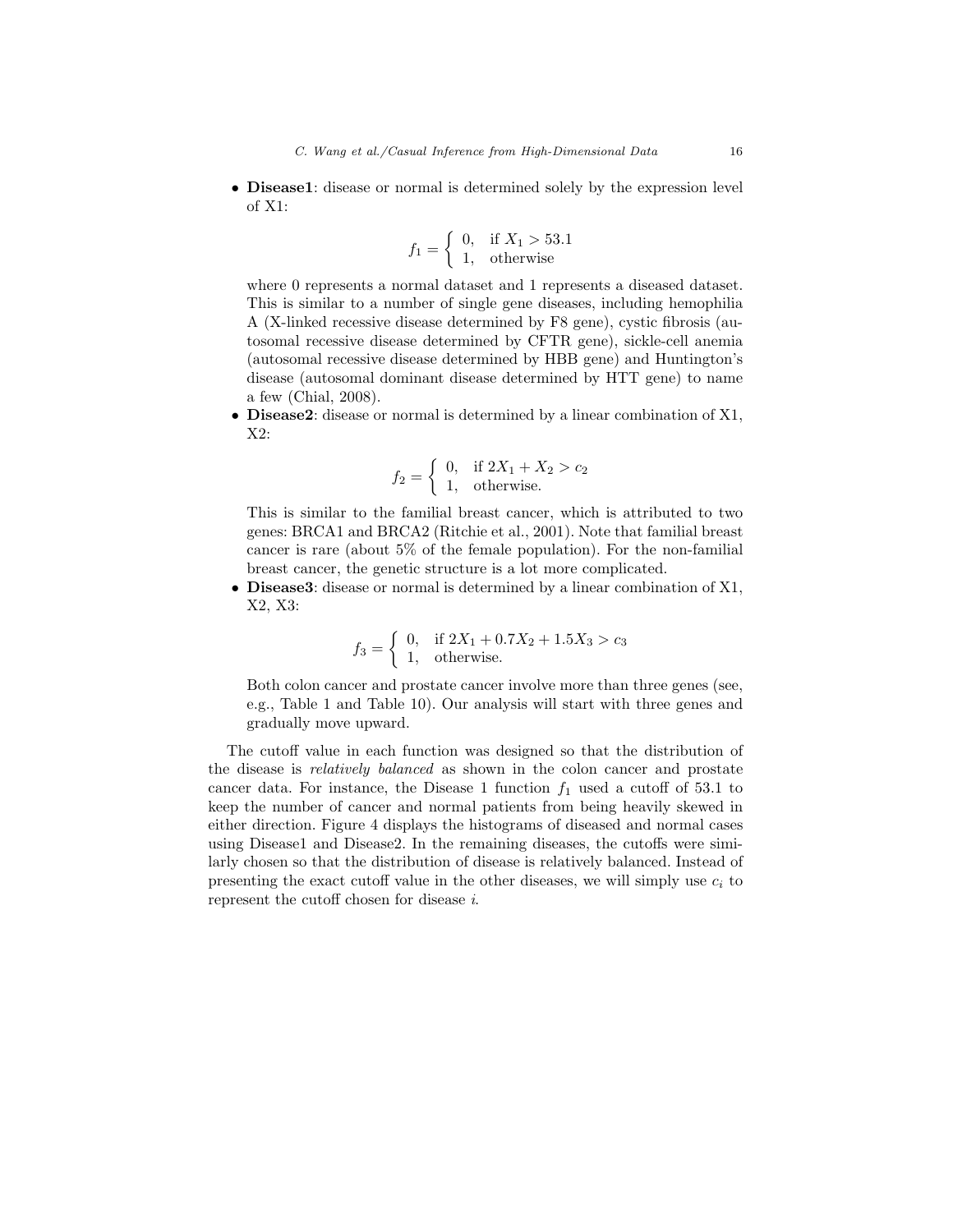- **Disease1**: disease or normal is determined solely by the expression level of X1:

$$f_1 = \begin{cases} 0, & \text{if } X_1 > 53.1 \\ 1, & \text{otherwise} \end{cases}$$

  where 0 represents a normal dataset and 1 represents a diseased dataset. This is similar to a number of single gene diseases, including hemophilia A (X-linked recessive disease determined by F8 gene), cystic fibrosis (autosomal recessive disease determined by CFTR gene), sickle-cell anemia (autosomal recessive disease determined by HBB gene) and Huntington's disease (autosomal dominant disease determined by HTT gene) to name a few (Chial, 2008).

- **Disease2**: disease or normal is determined by a linear combination of X1, X2:

$$f_2 = \begin{cases} 0, & \text{if } 2X_1 + X_2 > c_2 \\ 1, & \text{otherwise.} \end{cases}$$

  This is similar to the familial breast cancer, which is attributed to two genes: BRCA1 and BRCA2 (Ritchie et al., 2001). Note that familial breast cancer is rare (about 5% of the female population). For the non-familial breast cancer, the genetic structure is a lot more complicated.

- **Disease3**: disease or normal is determined by a linear combination of X1, X2, X3:

$$f_3 = \begin{cases} 0, & \text{if } 2X_1 + 0.7X_2 + 1.5X_3 > c_3 \\ 1, & \text{otherwise.} \end{cases}$$

  Both colon cancer and prostate cancer involve more than three genes (see, e.g., Table 1 and Table 10). Our analysis will start with three genes and gradually move upward.

The cutoff value in each function was designed so that the distribution of the disease is *relatively balanced* as shown in the colon cancer and prostate cancer data. For instance, the Disease 1 function $f_1$ used a cutoff of 53.1 to keep the number of cancer and normal patients from being heavily skewed in either direction. Figure 4 displays the histograms of diseased and normal cases using Disease1 and Disease2. In the remaining diseases, the cutoffs were similarly chosen so that the distribution of disease is relatively balanced. Instead of presenting the exact cutoff value in the other diseases, we will simply use $c_i$ to represent the cutoff chosen for disease $i$.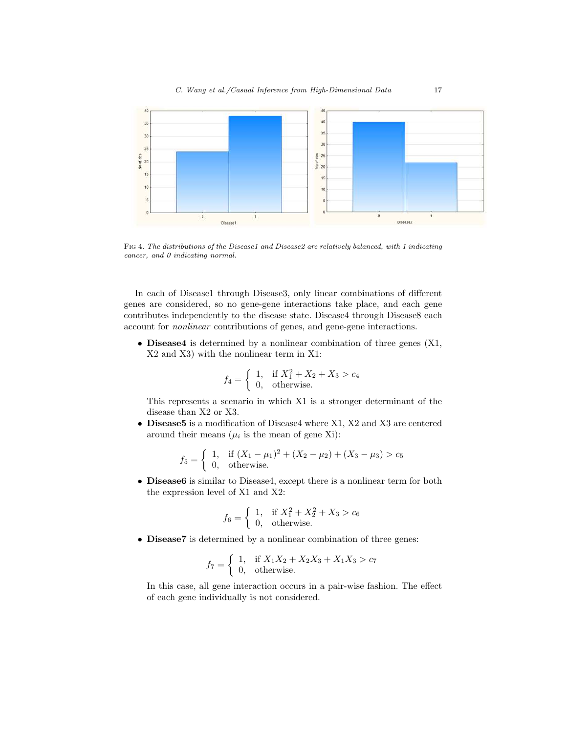FIG 4. *The distributions of the Disease1 and Disease2 are relatively balanced, with 1 indicating cancer, and 0 indicating normal.*

In each of Disease1 through Disease3, only linear combinations of different genes are considered, so no gene-gene interactions take place, and each gene contributes independently to the disease state. Disease4 through Disease8 each account for *nonlinear* contributions of genes, and gene-gene interactions.

- **Disease4** is determined by a nonlinear combination of three genes (X1, X2 and X3) with the nonlinear term in X1:

$$f_4 = \begin{cases} 1, & \text{if } X_1^2 + X_2 + X_3 > c_4 \\ 0, & \text{otherwise.} \end{cases}$$

  This represents a scenario in which X1 is a stronger determinant of the disease than X2 or X3.
- **Disease5** is a modification of Disease4 where X1, X2 and X3 are centered around their means ($\mu_i$ is the mean of gene Xi):

$$f_5 = \begin{cases} 1, & \text{if } (X_1 - \mu_1)^2 + (X_2 - \mu_2) + (X_3 - \mu_3) > c_5 \\ 0, & \text{otherwise.} \end{cases}$$

- **Disease6** is similar to Disease4, except there is a nonlinear term for both the expression level of X1 and X2:

$$f_6 = \begin{cases} 1, & \text{if } X_1^2 + X_2^2 + X_3 > c_6 \\ 0, & \text{otherwise.} \end{cases}$$

- **Disease7** is determined by a nonlinear combination of three genes:

$$f_7 = \begin{cases} 1, & \text{if } X_1X_2 + X_2X_3 + X_1X_3 > c_7 \\ 0, & \text{otherwise.} \end{cases}$$

  In this case, all gene interaction occurs in a pair-wise fashion. The effect of each gene individually is not considered.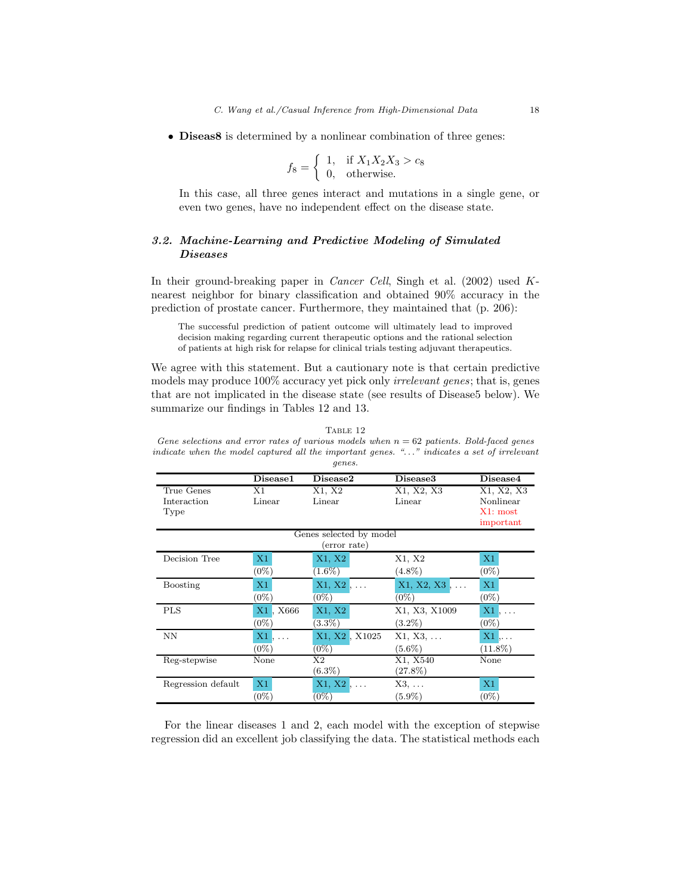- **Diseas8** is determined by a nonlinear combination of three genes:

$$f_8 = \begin{cases} 1, & \text{if } X_1 X_2 X_3 > c_8 \\ 0, & \text{otherwise.} \end{cases}$$

In this case, all three genes interact and mutations in a single gene, or even two genes, have no independent effect on the disease state.

### 3.2. Machine-Learning and Predictive Modeling of Simulated Diseases

In their ground-breaking paper in *Cancer Cell*, Singh et al. (2002) used $K$-nearest neighbor for binary classification and obtained 90% accuracy in the prediction of prostate cancer. Furthermore, they maintained that (p. 206):

> The successful prediction of patient outcome will ultimately lead to improved decision making regarding current therapeutic options and the rational selection of patients at high risk for relapse for clinical trials testing adjuvant therapeutics.

We agree with this statement. But a cautionary note is that certain predictive models may produce 100% accuracy yet pick only *irrelevant genes*; that is, genes that are not implicated in the disease state (see results of Disease5 below). We summarize our findings in Tables 12 and 13.

TABLE 12

*Gene selections and error rates of various models when $n = 62$ patients. Bold-faced genes indicate when the model captured all the important genes. "..." indicates a set of irrelevant genes.*

| | **Disease1** | **Disease2** | **Disease3** | **Disease4** |
|---|---|---|---|---|
| True Genes | X1 | X1, X2 | X1, X2, X3 | X1, X2, X3 |
| Interaction Type | Linear | Linear | Linear | Nonlinear<br>X1: most important |
| | **Genes selected by model (error rate)** | | | |
| Decision Tree | **X1**<br>(0%) | **X1, X2**<br>(1.6%) | X1, X2<br>(4.8%) | **X1**<br>(0%) |
| Boosting | **X1**<br>(0%) | **X1, X2**, ...<br>(0%) | **X1, X2, X3**, ...<br>(0%) | **X1**<br>(0%) |
| PLS | **X1**, X666<br>(0%) | **X1, X2**<br>(3.3%) | X1, X3, X1009<br>(3.2%) | **X1**, ...<br>(0%) |
| NN | **X1**, ...<br>(0%) | **X1, X2**, X1025<br>(0%) | X1, X3, ...<br>(5.6%) | **X1**,...<br>(11.8%) |
| Reg-stepwise | None | X2<br>(6.3%) | X1, X540<br>(27.8%) | None |
| Regression default | **X1**<br>(0%) | **X1, X2**, ...<br>(0%) | X3, ...<br>(5.9%) | **X1**<br>(0%) |

For the linear diseases 1 and 2, each model with the exception of stepwise regression did an excellent job classifying the data. The statistical methods each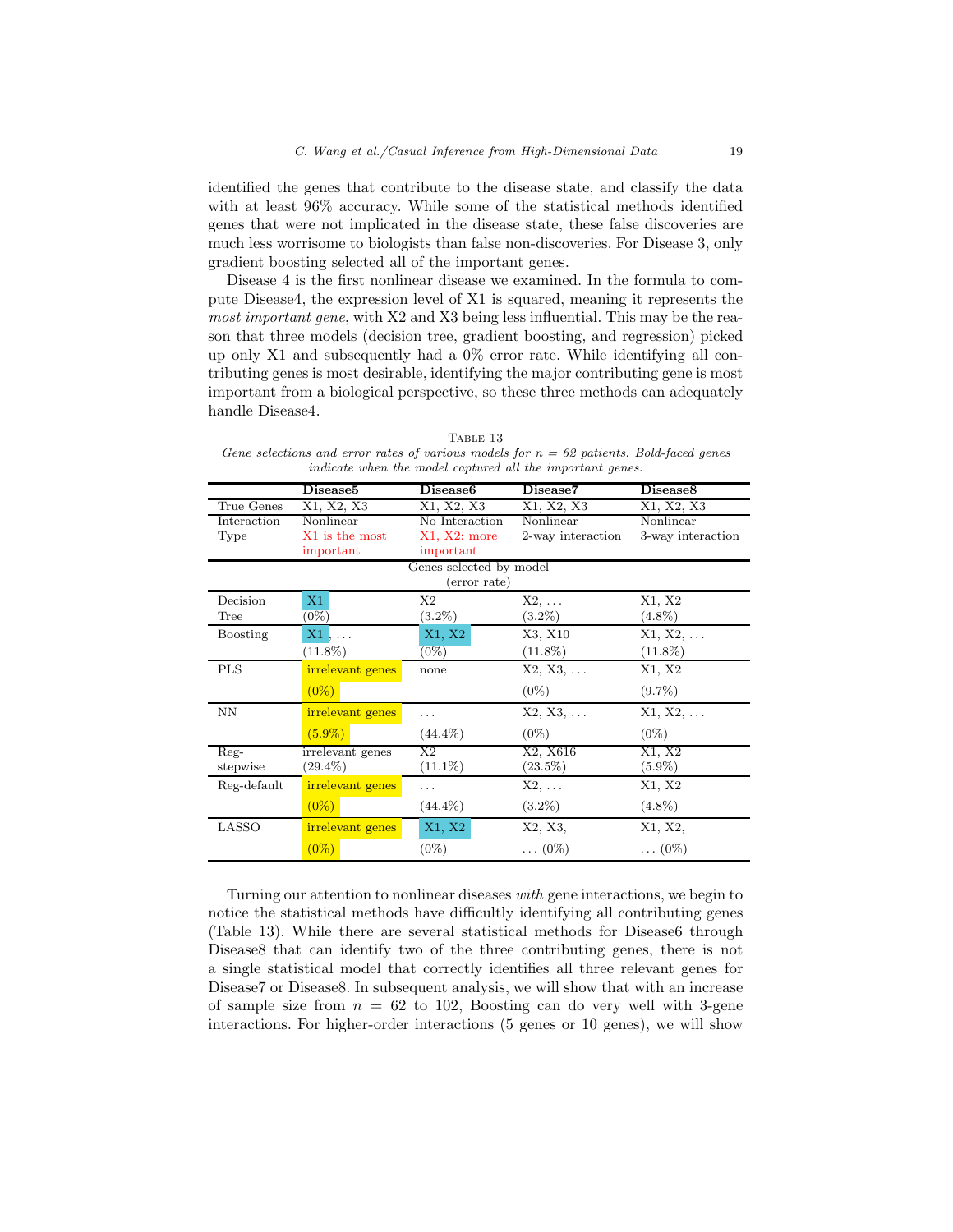identified the genes that contribute to the disease state, and classify the data with at least 96% accuracy. While some of the statistical methods identified genes that were not implicated in the disease state, these false discoveries are much less worrisome to biologists than false non-discoveries. For Disease 3, only gradient boosting selected all of the important genes.

Disease 4 is the first nonlinear disease we examined. In the formula to compute Disease4, the expression level of X1 is squared, meaning it represents the *most important gene*, with X2 and X3 being less influential. This may be the reason that three models (decision tree, gradient boosting, and regression) picked up only X1 and subsequently had a 0% error rate. While identifying all contributing genes is most desirable, identifying the major contributing gene is most important from a biological perspective, so these three methods can adequately handle Disease4.

Table 13

*Gene selections and error rates of various models for $n = 62$ patients. Bold-faced genes indicate when the model captured all the important genes.*

| | **Disease5** | **Disease6** | **Disease7** | **Disease8** |
|---|---|---|---|---|
| True Genes | X1, X2, X3 | X1, X2, X3 | X1, X2, X3 | X1, X2, X3 |
| Interaction Type | Nonlinear X1 is the most important | No Interaction X1, X2: more important | Nonlinear 2-way interaction | Nonlinear 3-way interaction |
| | **Genes selected by model (error rate)** | | | |
| Decision Tree | X1 (0%) | X2 (3.2%) | X2, ... (3.2%) | X1, X2 (4.8%) |
| Boosting | X1, ... (11.8%) | X1, X2 (0%) | X3, X10 (11.8%) | X1, X2, ... (11.8%) |
| PLS | irrelevant genes (0%) | none | X2, X3, ... (0%) | X1, X2 (9.7%) |
| NN | irrelevant genes (5.9%) | ... (44.4%) | X2, X3, ... (0%) | X1, X2, ... (0%) |
| Reg-stepwise | irrelevant genes (29.4%) | X2 (11.1%) | X2, X616 (23.5%) | X1, X2 (5.9%) |
| Reg-default | irrelevant genes (0%) | ... (44.4%) | X2, ... (3.2%) | X1, X2 (4.8%) |
| LASSO | irrelevant genes (0%) | X1, X2 (0%) | X2, X3, ... (0%) | X1, X2, ... (0%) |

Turning our attention to nonlinear diseases *with* gene interactions, we begin to notice the statistical methods have difficultly identifying all contributing genes (Table 13). While there are several statistical methods for Disease6 through Disease8 that can identify two of the three contributing genes, there is not a single statistical model that correctly identifies all three relevant genes for Disease7 or Disease8. In subsequent analysis, we will show that with an increase of sample size from $n = 62$ to 102, Boosting can do very well with 3-gene interactions. For higher-order interactions (5 genes or 10 genes), we will show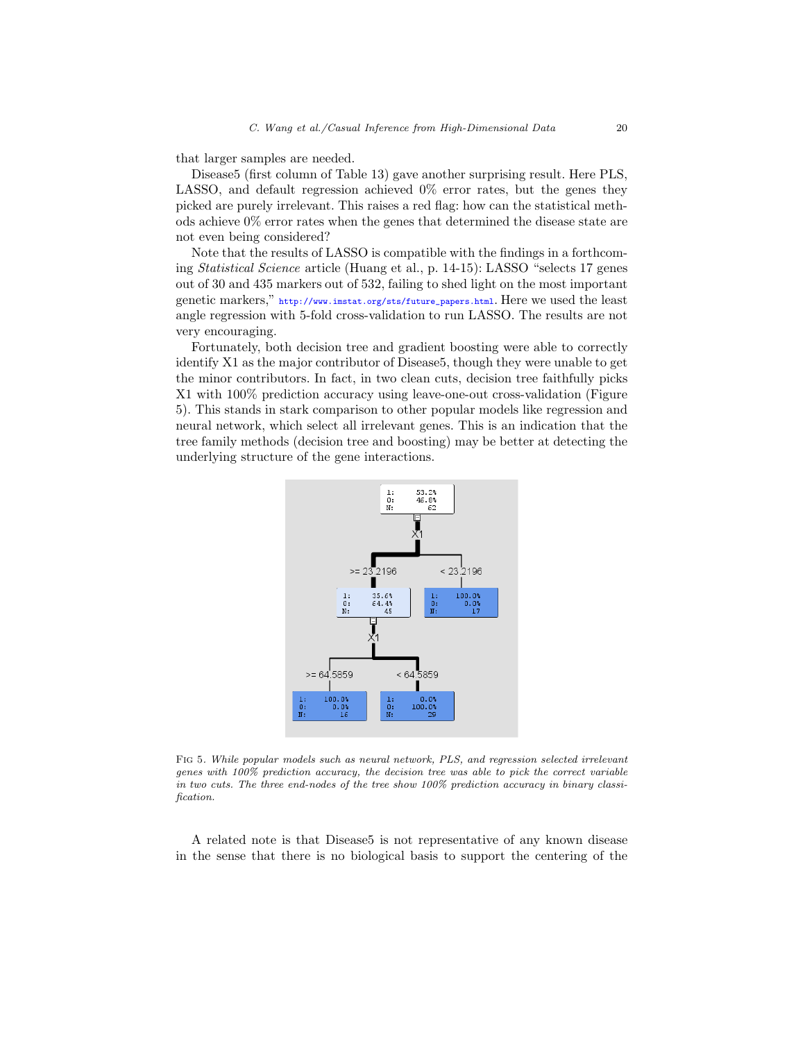that larger samples are needed.

Disease5 (first column of Table 13) gave another surprising result. Here PLS, LASSO, and default regression achieved 0% error rates, but the genes they picked are purely irrelevant. This raises a red flag: how can the statistical methods achieve 0% error rates when the genes that determined the disease state are not even being considered?

Note that the results of LASSO is compatible with the findings in a forthcoming *Statistical Science* article (Huang et al., p. 14-15): LASSO "selects 17 genes out of 30 and 435 markers out of 532, failing to shed light on the most important genetic markers," http://www.imstat.org/sts/future_papers.html. Here we used the least angle regression with 5-fold cross-validation to run LASSO. The results are not very encouraging.

Fortunately, both decision tree and gradient boosting were able to correctly identify X1 as the major contributor of Disease5, though they were unable to get the minor contributors. In fact, in two clean cuts, decision tree faithfully picks X1 with 100% prediction accuracy using leave-one-out cross-validation (Figure 5). This stands in stark comparison to other popular models like regression and neural network, which select all irrelevant genes. This is an indication that the tree family methods (decision tree and boosting) may be better at detecting the underlying structure of the gene interactions.

FIG 5. *While popular models such as neural network, PLS, and regression selected irrelevant genes with 100% prediction accuracy, the decision tree was able to pick the correct variable in two cuts. The three end-nodes of the tree show 100% prediction accuracy in binary classification.*

A related note is that Disease5 is not representative of any known disease in the sense that there is no biological basis to support the centering of the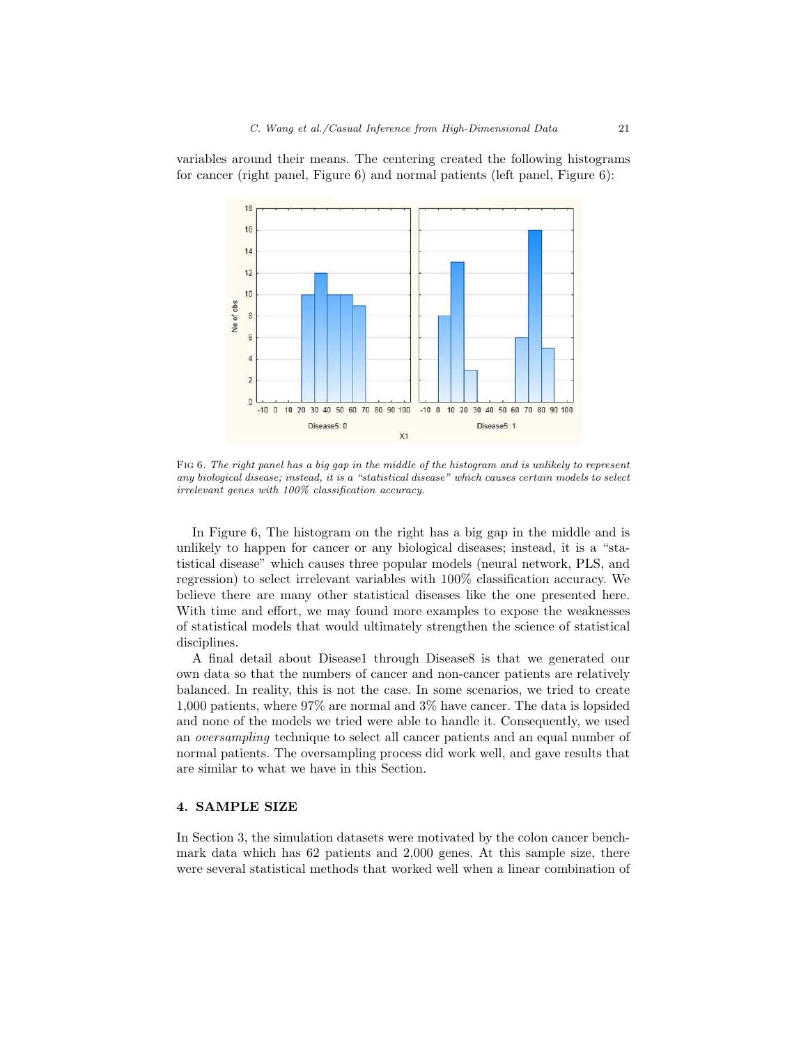variables around their means. The centering created the following histograms for cancer (right panel, Figure 6) and normal patients (left panel, Figure 6):

Fig 6. *The right panel has a big gap in the middle of the histogram and is unlikely to represent any biological disease; instead, it is a "statistical disease" which causes certain models to select irrelevant genes with 100% classification accuracy.*

In Figure 6, The histogram on the right has a big gap in the middle and is unlikely to happen for cancer or any biological diseases; instead, it is a "statistical disease" which causes three popular models (neural network, PLS, and regression) to select irrelevant variables with 100% classification accuracy. We believe there are many other statistical diseases like the one presented here. With time and effort, we may found more examples to expose the weaknesses of statistical models that would ultimately strengthen the science of statistical disciplines.

A final detail about Disease1 through Disease8 is that we generated our own data so that the numbers of cancer and non-cancer patients are relatively balanced. In reality, this is not the case. In some scenarios, we tried to create 1,000 patients, where 97% are normal and 3% have cancer. The data is lopsided and none of the models we tried were able to handle it. Consequently, we used an *oversampling* technique to select all cancer patients and an equal number of normal patients. The oversampling process did work well, and gave results that are similar to what we have in this Section.

## 4. SAMPLE SIZE

In Section 3, the simulation datasets were motivated by the colon cancer benchmark data which has 62 patients and 2,000 genes. At this sample size, there were several statistical methods that worked well when a linear combination of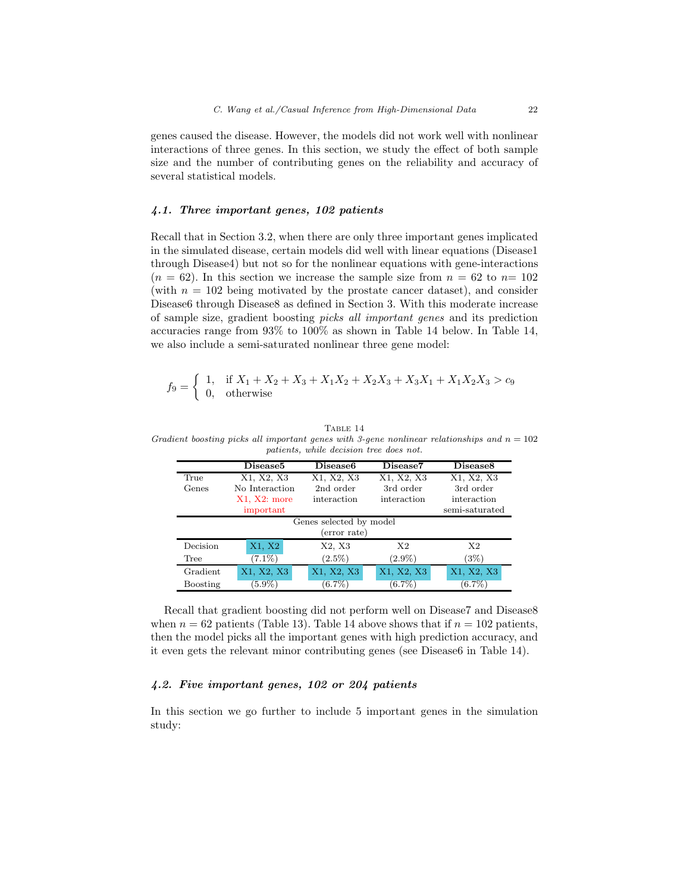genes caused the disease. However, the models did not work well with nonlinear interactions of three genes. In this section, we study the effect of both sample size and the number of contributing genes on the reliability and accuracy of several statistical models.

### *4.1. Three important genes, 102 patients*

Recall that in Section 3.2, when there are only three important genes implicated in the simulated disease, certain models did well with linear equations (Disease1 through Disease4) but not so for the nonlinear equations with gene-interactions ($n = 62$). In this section we increase the sample size from $n = 62$ to $n = 102$ (with $n = 102$ being motivated by the prostate cancer dataset), and consider Disease6 through Disease8 as defined in Section 3. With this moderate increase of sample size, gradient boosting *picks all important genes* and its prediction accuracies range from 93% to 100% as shown in Table 14 below. In Table 14, we also include a semi-saturated nonlinear three gene model:

$$f_9 = \begin{cases} 1, & \text{if } X_1 + X_2 + X_3 + X_1X_2 + X_2X_3 + X_3X_1 + X_1X_2X_3 > c_9 \\ 0, & \text{otherwise} \end{cases}$$

Table 14

*Gradient boosting picks all important genes with 3-gene nonlinear relationships and $n = 102$ patients, while decision tree does not.*

| | **Disease5** | **Disease6** | **Disease7** | **Disease8** |
|---|---|---|---|---|
| True Genes | X1, X2, X3 No Interaction X1, X2: more important | X1, X2, X3 2nd order interaction | X1, X2, X3 3rd order interaction | X1, X2, X3 3rd order interaction semi-saturated |
| Genes selected by model (error rate) | | | | |
| Decision Tree | X1, X2 (7.1%) | X2, X3 (2.5%) | X2 (2.9%) | X2 (3%) |
| Gradient Boosting | X1, X2, X3 (5.9%) | X1, X2, X3 (6.7%) | X1, X2, X3 (6.7%) | X1, X2, X3 (6.7%) |

Recall that gradient boosting did not perform well on Disease7 and Disease8 when $n = 62$ patients (Table 13). Table 14 above shows that if $n = 102$ patients, then the model picks all the important genes with high prediction accuracy, and it even gets the relevant minor contributing genes (see Disease6 in Table 14).

### *4.2. Five important genes, 102 or 204 patients*

In this section we go further to include 5 important genes in the simulation study: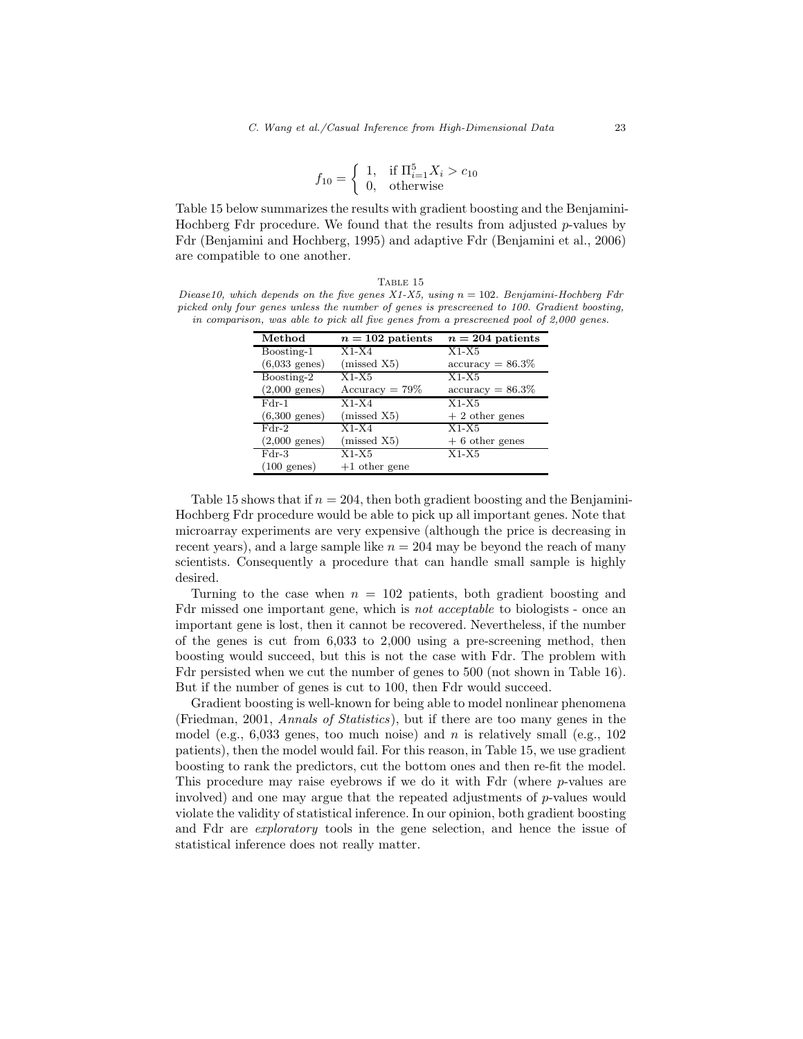$$f_{10} = \begin{cases} 1, & \text{if } \Pi_{i=1}^{5} X_i > c_{10} \\ 0, & \text{otherwise} \end{cases}$$

Table 15 below summarizes the results with gradient boosting and the Benjamini-Hochberg Fdr procedure. We found that the results from adjusted $p$-values by Fdr (Benjamini and Hochberg, 1995) and adaptive Fdr (Benjamini et al., 2006) are compatible to one another.

Table 15

*Diease10, which depends on the five genes X1-X5, using $n = 102$. Benjamini-Hochberg Fdr picked only four genes unless the number of genes is prescreened to 100. Gradient boosting, in comparison, was able to pick all five genes from a prescreened pool of 2,000 genes.*

| **Method** | $n = 102$ **patients** | $n = 204$ **patients** |
|---|---|---|
| Boosting-1 (6,033 genes) | X1-X4 (missed X5) | X1-X5 accuracy = 86.3% |
| Boosting-2 (2,000 genes) | X1-X5 Accuracy = 79% | X1-X5 accuracy = 86.3% |
| Fdr-1 (6,300 genes) | X1-X4 (missed X5) | X1-X5 + 2 other genes |
| Fdr-2 (2,000 genes) | X1-X4 (missed X5) | X1-X5 + 6 other genes |
| Fdr-3 (100 genes) | X1-X5 +1 other gene | X1-X5 |

Table 15 shows that if $n = 204$, then both gradient boosting and the Benjamini-Hochberg Fdr procedure would be able to pick up all important genes. Note that microarray experiments are very expensive (although the price is decreasing in recent years), and a large sample like $n = 204$ may be beyond the reach of many scientists. Consequently a procedure that can handle small sample is highly desired.

Turning to the case when $n = 102$ patients, both gradient boosting and Fdr missed one important gene, which is *not acceptable* to biologists - once an important gene is lost, then it cannot be recovered. Nevertheless, if the number of the genes is cut from 6,033 to 2,000 using a pre-screening method, then boosting would succeed, but this is not the case with Fdr. The problem with Fdr persisted when we cut the number of genes to 500 (not shown in Table 16). But if the number of genes is cut to 100, then Fdr would succeed.

Gradient boosting is well-known for being able to model nonlinear phenomena (Friedman, 2001, *Annals of Statistics*), but if there are too many genes in the model (e.g., 6,033 genes, too much noise) and $n$ is relatively small (e.g., 102 patients), then the model would fail. For this reason, in Table 15, we use gradient boosting to rank the predictors, cut the bottom ones and then re-fit the model. This procedure may raise eyebrows if we do it with Fdr (where $p$-values are involved) and one may argue that the repeated adjustments of $p$-values would violate the validity of statistical inference. In our opinion, both gradient boosting and Fdr are *exploratory* tools in the gene selection, and hence the issue of statistical inference does not really matter.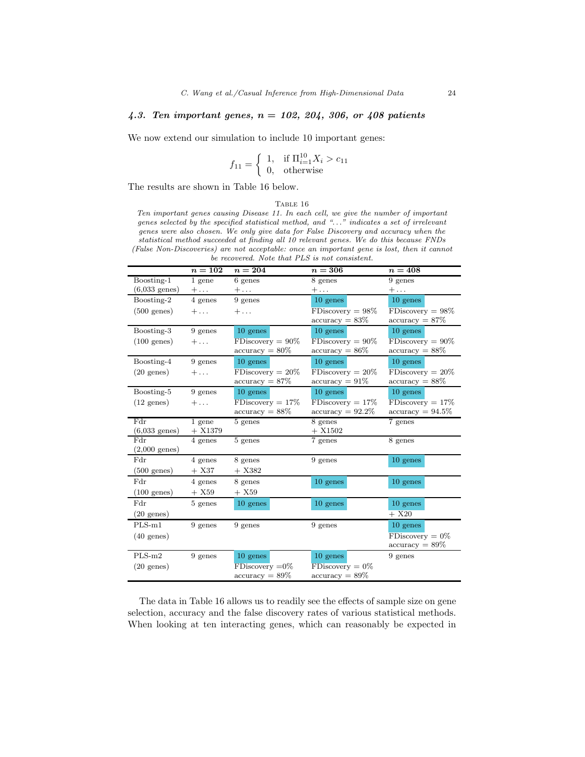### 4.3. Ten important genes, n = 102, 204, 306, or 408 patients

We now extend our simulation to include 10 important genes:

$$f_{11} = \begin{cases} 1, & \text{if } \Pi_{i=1}^{10} X_i > c_{11} \\ 0, & \text{otherwise} \end{cases}$$

The results are shown in Table 16 below.

TABLE 16

*Ten important genes causing Disease 11. In each cell, we give the number of important genes selected by the specified statistical method, and "..." indicates a set of irrelevant genes were also chosen. We only give data for False Discovery and accuracy when the statistical method succeeded at finding all 10 relevant genes. We do this because FNDs (False Non-Discoveries) are not acceptable: once an important gene is lost, then it cannot be recovered. Note that PLS is not consistent.*

| | **n = 102** | **n = 204** | **n = 306** | **n = 408** |
|---|---|---|---|---|
| Boosting-1 (6,033 genes) | 1 gene + ... | 6 genes + ... | 8 genes + ... | 9 genes + ... |
| Boosting-2 (500 genes) | 4 genes + ... | 9 genes + ... | 10 genes; FDiscovery = 98%; accuracy = 83% | 10 genes; FDiscovery = 98%; accuracy = 87% |
| Boosting-3 (100 genes) | 9 genes + ... | 10 genes; FDiscovery = 90%; accuracy = 80% | 10 genes; FDiscovery = 90%; accuracy = 86% | 10 genes; FDiscovery = 90%; accuracy = 88% |
| Boosting-4 (20 genes) | 9 genes + ... | 10 genes; FDiscovery = 20%; accuracy = 87% | 10 genes; FDiscovery = 20%; accuracy = 91% | 10 genes; FDiscovery = 20%; accuracy = 88% |
| Boosting-5 (12 genes) | 9 genes + ... | 10 genes; FDiscovery = 17%; accuracy = 88% | 10 genes; FDiscovery = 17%; accuracy = 92.2% | 10 genes; FDiscovery = 17%; accuracy = 94.5% |
| Fdr (6,033 genes) | 1 gene + X1379 | 5 genes | 8 genes + X1502 | 7 genes |
| Fdr (2,000 genes) | 4 genes | 5 genes | 7 genes | 8 genes |
| Fdr (500 genes) | 4 genes + X37 | 8 genes + X382 | 9 genes | 10 genes |
| Fdr (100 genes) | 4 genes + X59 | 8 genes + X59 | 10 genes | 10 genes |
| Fdr (20 genes) | 5 genes | 10 genes | 10 genes | 10 genes + X20 |
| PLS-m1 (40 genes) | 9 genes | 9 genes | 9 genes | 10 genes; FDiscovery = 0%; accuracy = 89% |
| PLS-m2 (20 genes) | 9 genes | 10 genes; FDiscovery =0%; accuracy = 89% | 10 genes; FDiscovery = 0%; accuracy = 89% | 9 genes |

The data in Table 16 allows us to readily see the effects of sample size on gene selection, accuracy and the false discovery rates of various statistical methods. When looking at ten interacting genes, which can reasonably be expected in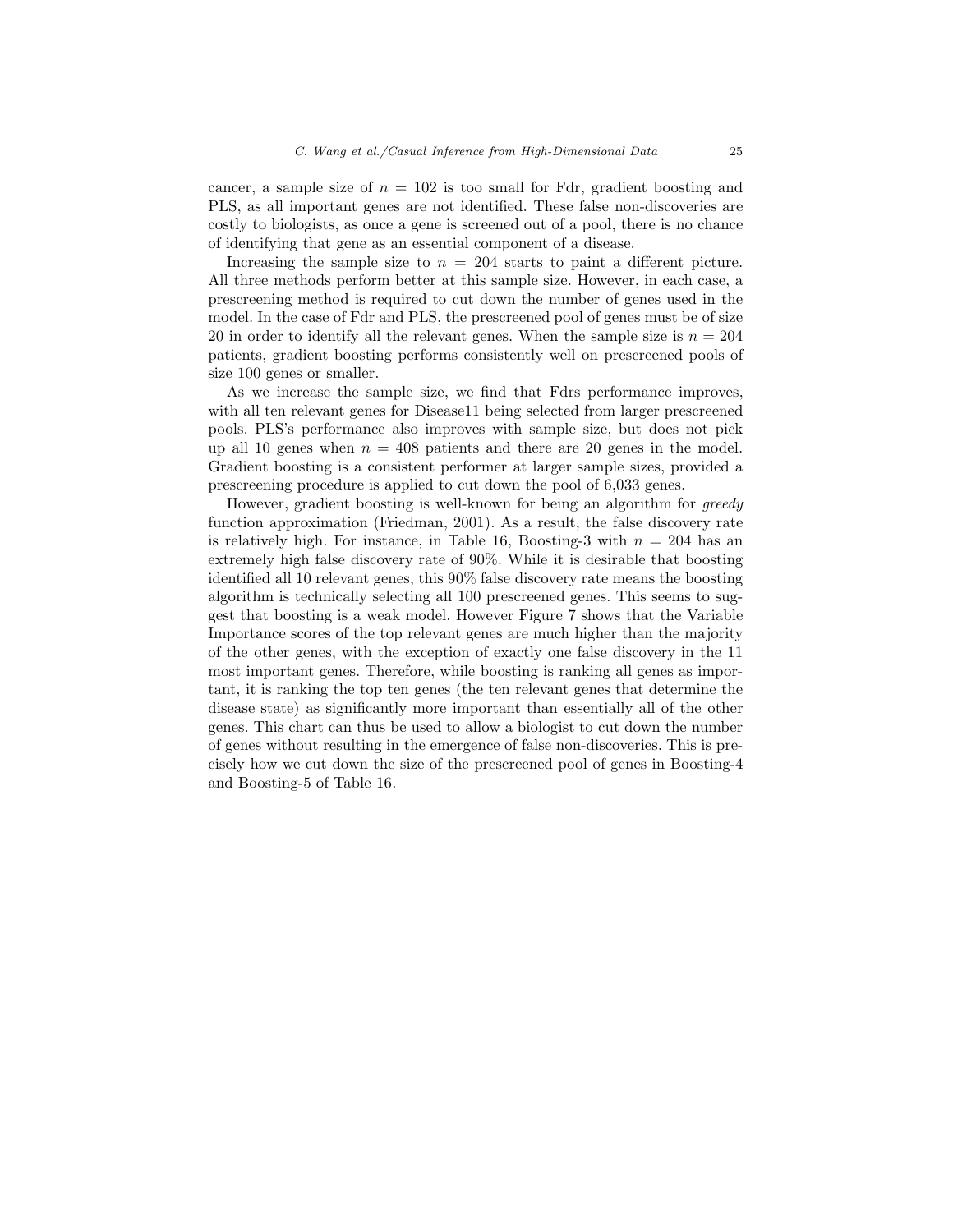cancer, a sample size of $n = 102$ is too small for Fdr, gradient boosting and PLS, as all important genes are not identified. These false non-discoveries are costly to biologists, as once a gene is screened out of a pool, there is no chance of identifying that gene as an essential component of a disease.

Increasing the sample size to $n = 204$ starts to paint a different picture. All three methods perform better at this sample size. However, in each case, a prescreening method is required to cut down the number of genes used in the model. In the case of Fdr and PLS, the prescreened pool of genes must be of size 20 in order to identify all the relevant genes. When the sample size is $n = 204$ patients, gradient boosting performs consistently well on prescreened pools of size 100 genes or smaller.

As we increase the sample size, we find that Fdrs performance improves, with all ten relevant genes for Disease11 being selected from larger prescreened pools. PLS's performance also improves with sample size, but does not pick up all 10 genes when $n = 408$ patients and there are 20 genes in the model. Gradient boosting is a consistent performer at larger sample sizes, provided a prescreening procedure is applied to cut down the pool of 6,033 genes.

However, gradient boosting is well-known for being an algorithm for *greedy* function approximation (Friedman, 2001). As a result, the false discovery rate is relatively high. For instance, in Table 16, Boosting-3 with $n = 204$ has an extremely high false discovery rate of 90%. While it is desirable that boosting identified all 10 relevant genes, this 90% false discovery rate means the boosting algorithm is technically selecting all 100 prescreened genes. This seems to suggest that boosting is a weak model. However Figure 7 shows that the Variable Importance scores of the top relevant genes are much higher than the majority of the other genes, with the exception of exactly one false discovery in the 11 most important genes. Therefore, while boosting is ranking all genes as important, it is ranking the top ten genes (the ten relevant genes that determine the disease state) as significantly more important than essentially all of the other genes. This chart can thus be used to allow a biologist to cut down the number of genes without resulting in the emergence of false non-discoveries. This is precisely how we cut down the size of the prescreened pool of genes in Boosting-4 and Boosting-5 of Table 16.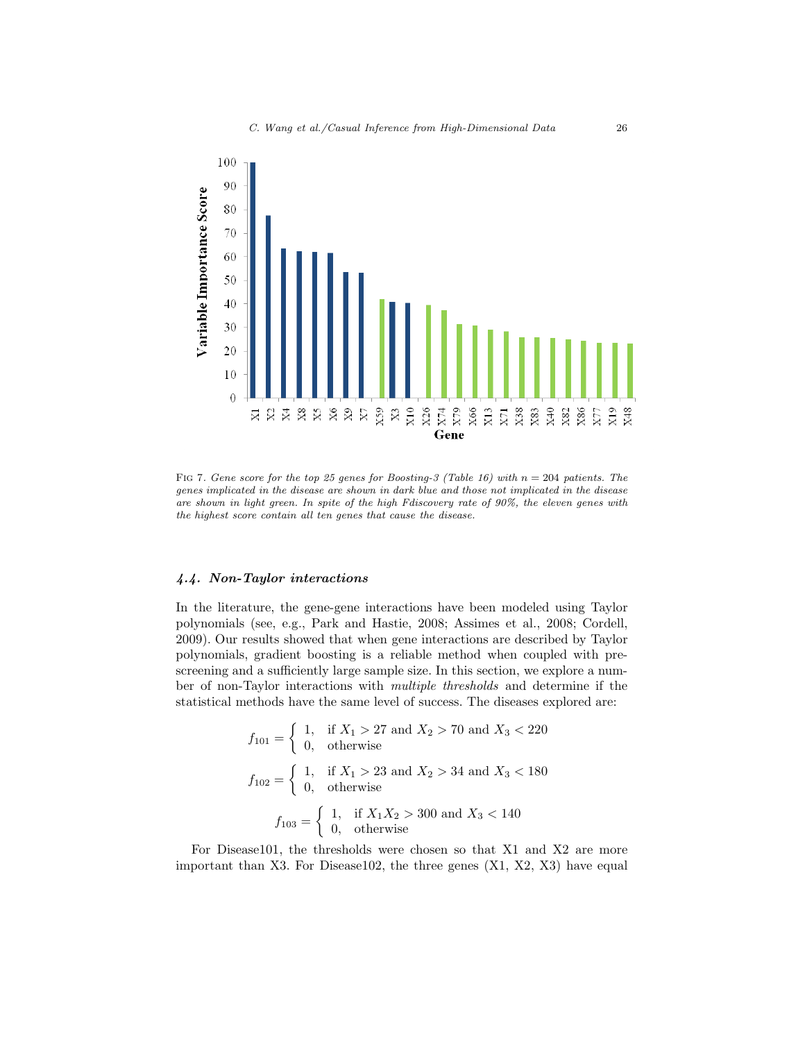FIG 7. *Gene score for the top 25 genes for Boosting-3 (Table 16) with $n = 204$ patients. The genes implicated in the disease are shown in dark blue and those not implicated in the disease are shown in light green. In spite of the high Fdiscovery rate of 90%, the eleven genes with the highest score contain all ten genes that cause the disease.*

### *4.4. Non-Taylor interactions*

In the literature, the gene-gene interactions have been modeled using Taylor polynomials (see, e.g., Park and Hastie, 2008; Assimes et al., 2008; Cordell, 2009). Our results showed that when gene interactions are described by Taylor polynomials, gradient boosting is a reliable method when coupled with pre-screening and a sufficiently large sample size. In this section, we explore a number of non-Taylor interactions with *multiple thresholds* and determine if the statistical methods have the same level of success. The diseases explored are:

$$f_{101} = \begin{cases} 1, & \text{if } X_1 > 27 \text{ and } X_2 > 70 \text{ and } X_3 < 220 \\ 0, & \text{otherwise} \end{cases}$$

$$f_{102} = \begin{cases} 1, & \text{if } X_1 > 23 \text{ and } X_2 > 34 \text{ and } X_3 < 180 \\ 0, & \text{otherwise} \end{cases}$$

$$f_{103} = \begin{cases} 1, & \text{if } X_1 X_2 > 300 \text{ and } X_3 < 140 \\ 0, & \text{otherwise} \end{cases}$$

For Disease101, the thresholds were chosen so that X1 and X2 are more important than X3. For Disease102, the three genes (X1, X2, X3) have equal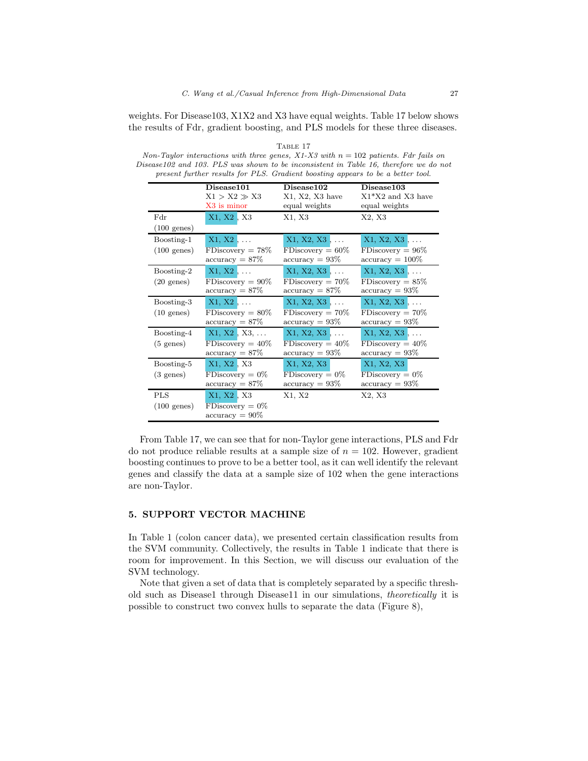weights. For Disease103, X1X2 and X3 have equal weights. Table 17 below shows the results of Fdr, gradient boosting, and PLS models for these three diseases.

TABLE 17

*Non-Taylor interactions with three genes, X1-X3 with $n = 102$ patients. Fdr fails on Disease102 and 103. PLS was shown to be inconsistent in Table 16, therefore we do not present further results for PLS. Gradient boosting appears to be a better tool.*

| | **Disease101**<br>X1 > X2 ≫ X3<br>X3 is minor | **Disease102**<br>X1, X2, X3 have equal weights | **Disease103**<br>X1*X2 and X3 have equal weights |
|---|---|---|---|
| Fdr<br>(100 genes) | X1, X2, X3 | X1, X3 | X2, X3 |
| Boosting-1<br>(100 genes) | X1, X2, ...<br>FDiscovery = 78%<br>accuracy = 87% | X1, X2, X3, ...<br>FDiscovery = 60%<br>accuracy = 93% | X1, X2, X3, ...<br>FDiscovery = 96%<br>accuracy = 100% |
| Boosting-2<br>(20 genes) | X1, X2, ...<br>FDiscovery = 90%<br>accuracy = 87% | X1, X2, X3, ...<br>FDiscovery = 70%<br>accuracy = 87% | X1, X2, X3, ...<br>FDiscovery = 85%<br>accuracy = 93% |
| Boosting-3<br>(10 genes) | X1, X2, ...<br>FDiscovery = 80%<br>accuracy = 87% | X1, X2, X3, ...<br>FDiscovery = 70%<br>accuracy = 93% | X1, X2, X3, ...<br>FDiscovery = 70%<br>accuracy = 93% |
| Boosting-4<br>(5 genes) | X1, X2, X3, ...<br>FDiscovery = 40%<br>accuracy = 87% | X1, X2, X3, ...<br>FDiscovery = 40%<br>accuracy = 93% | X1, X2, X3, ...<br>FDiscovery = 40%<br>accuracy = 93% |
| Boosting-5<br>(3 genes) | X1, X2, X3<br>FDiscovery = 0%<br>accuracy = 87% | X1, X2, X3<br>FDiscovery = 0%<br>accuracy = 93% | X1, X2, X3<br>FDiscovery = 0%<br>accuracy = 93% |
| PLS<br>(100 genes) | X1, X2, X3<br>FDiscovery = 0%<br>accuracy = 90% | X1, X2 | X2, X3 |

From Table 17, we can see that for non-Taylor gene interactions, PLS and Fdr do not produce reliable results at a sample size of $n = 102$. However, gradient boosting continues to prove to be a better tool, as it can well identify the relevant genes and classify the data at a sample size of 102 when the gene interactions are non-Taylor.

## 5. SUPPORT VECTOR MACHINE

In Table 1 (colon cancer data), we presented certain classification results from the SVM community. Collectively, the results in Table 1 indicate that there is room for improvement. In this Section, we will discuss our evaluation of the SVM technology.

Note that given a set of data that is completely separated by a specific threshold such as Disease1 through Disease11 in our simulations, *theoretically* it is possible to construct two convex hulls to separate the data (Figure 8),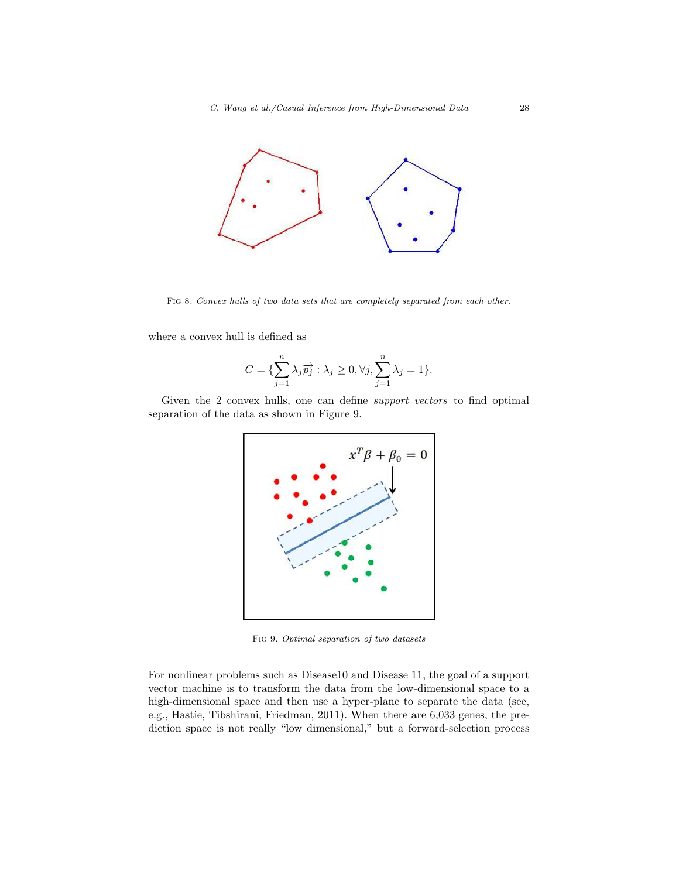Fig 8. *Convex hulls of two data sets that are completely separated from each other.*

where a convex hull is defined as

$$C = \{\sum_{j=1}^{n} \lambda_j \overrightarrow{p_j} : \lambda_j \geq 0, \forall j, \sum_{j=1}^{n} \lambda_j = 1\}.$$

Given the 2 convex hulls, one can define *support vectors* to find optimal separation of the data as shown in Figure 9.

Fig 9. *Optimal separation of two datasets*

For nonlinear problems such as Disease10 and Disease 11, the goal of a support vector machine is to transform the data from the low-dimensional space to a high-dimensional space and then use a hyper-plane to separate the data (see, e.g., Hastie, Tibshirani, Friedman, 2011). When there are 6,033 genes, the prediction space is not really "low dimensional," but a forward-selection process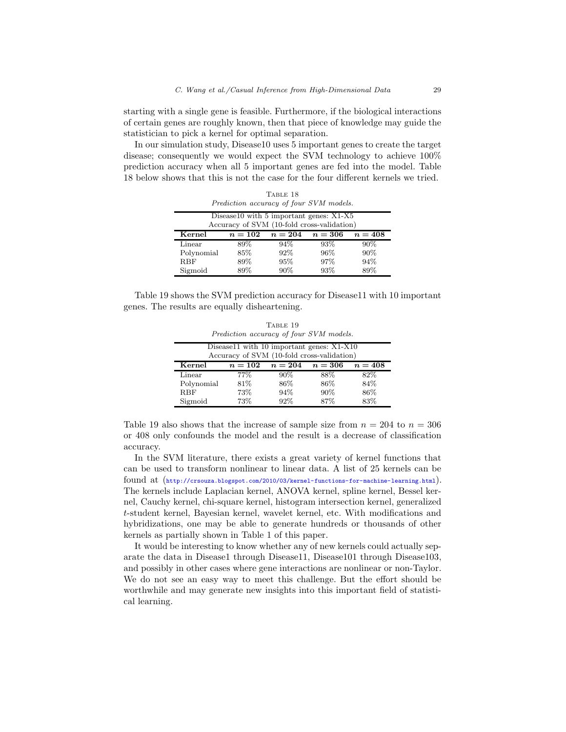starting with a single gene is feasible. Furthermore, if the biological interactions of certain genes are roughly known, then that piece of knowledge may guide the statistician to pick a kernel for optimal separation.

In our simulation study, Disease10 uses 5 important genes to create the target disease; consequently we would expect the SVM technology to achieve 100% prediction accuracy when all 5 important genes are fed into the model. Table 18 below shows that this is not the case for the four different kernels we tried.

Table 18
*Prediction accuracy of four SVM models.*

| Disease10 with 5 important genes: X1-X5 Accuracy of SVM (10-fold cross-validation) | | | | |
|---|---|---|---|---|
| **Kernel** | $n = 102$ | $n = 204$ | $n = 306$ | $n = 408$ |
| Linear | 89% | 94% | 93% | 90% |
| Polynomial | 85% | 92% | 96% | 90% |
| RBF | 89% | 95% | 97% | 94% |
| Sigmoid | 89% | 90% | 93% | 89% |

Table 19 shows the SVM prediction accuracy for Disease11 with 10 important genes. The results are equally disheartening.

Table 19
*Prediction accuracy of four SVM models.*

| Disease11 with 10 important genes: X1-X10 Accuracy of SVM (10-fold cross-validation) | | | | |
|---|---|---|---|---|
| **Kernel** | $n = 102$ | $n = 204$ | $n = 306$ | $n = 408$ |
| Linear | 77% | 90% | 88% | 82% |
| Polynomial | 81% | 86% | 86% | 84% |
| RBF | 73% | 94% | 90% | 86% |
| Sigmoid | 73% | 92% | 87% | 83% |

Table 19 also shows that the increase of sample size from $n = 204$ to $n = 306$ or 408 only confounds the model and the result is a decrease of classification accuracy.

In the SVM literature, there exists a great variety of kernel functions that can be used to transform nonlinear to linear data. A list of 25 kernels can be found at (http://crsouza.blogspot.com/2010/03/kernel-functions-for-machine-learning.html). The kernels include Laplacian kernel, ANOVA kernel, spline kernel, Bessel kernel, Cauchy kernel, chi-square kernel, histogram intersection kernel, generalized $t$-student kernel, Bayesian kernel, wavelet kernel, etc. With modifications and hybridizations, one may be able to generate hundreds or thousands of other kernels as partially shown in Table 1 of this paper.

It would be interesting to know whether any of new kernels could actually separate the data in Disease1 through Disease11, Disease101 through Disease103, and possibly in other cases where gene interactions are nonlinear or non-Taylor. We do not see an easy way to meet this challenge. But the effort should be worthwhile and may generate new insights into this important field of statistical learning.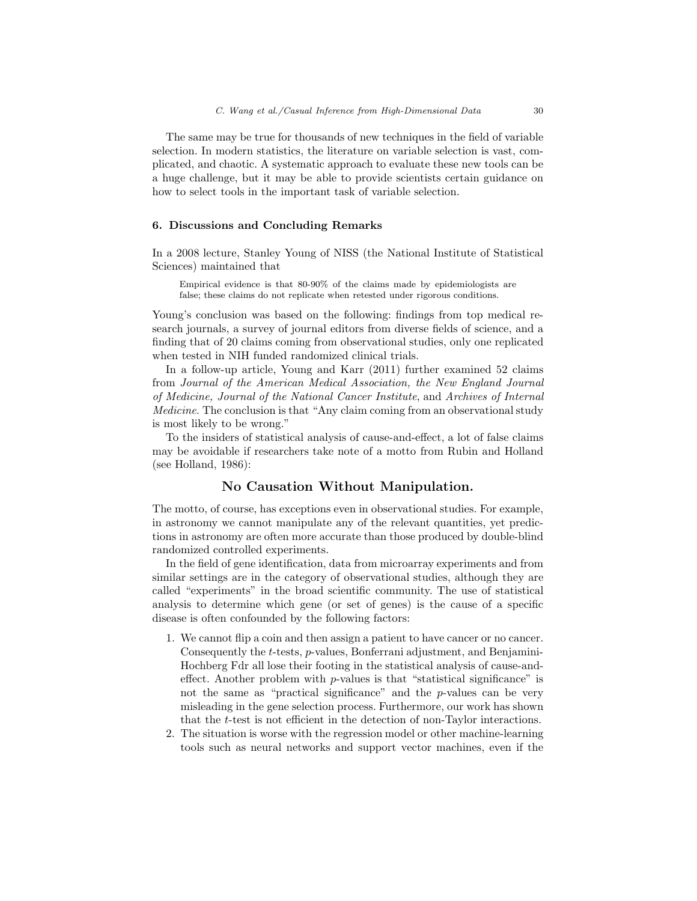The same may be true for thousands of new techniques in the field of variable selection. In modern statistics, the literature on variable selection is vast, complicated, and chaotic. A systematic approach to evaluate these new tools can be a huge challenge, but it may be able to provide scientists certain guidance on how to select tools in the important task of variable selection.

## 6. Discussions and Concluding Remarks

In a 2008 lecture, Stanley Young of NISS (the National Institute of Statistical Sciences) maintained that

> Empirical evidence is that 80-90% of the claims made by epidemiologists are false; these claims do not replicate when retested under rigorous conditions.

Young's conclusion was based on the following: findings from top medical research journals, a survey of journal editors from diverse fields of science, and a finding that of 20 claims coming from observational studies, only one replicated when tested in NIH funded randomized clinical trials.

In a follow-up article, Young and Karr (2011) further examined 52 claims from *Journal of the American Medical Association, the New England Journal of Medicine, Journal of the National Cancer Institute*, and *Archives of Internal Medicine*. The conclusion is that "Any claim coming from an observational study is most likely to be wrong."

To the insiders of statistical analysis of cause-and-effect, a lot of false claims may be avoidable if researchers take note of a motto from Rubin and Holland (see Holland, 1986):

**No Causation Without Manipulation.**

The motto, of course, has exceptions even in observational studies. For example, in astronomy we cannot manipulate any of the relevant quantities, yet predictions in astronomy are often more accurate than those produced by double-blind randomized controlled experiments.

In the field of gene identification, data from microarray experiments and from similar settings are in the category of observational studies, although they are called "experiments" in the broad scientific community. The use of statistical analysis to determine which gene (or set of genes) is the cause of a specific disease is often confounded by the following factors:

1. We cannot flip a coin and then assign a patient to have cancer or no cancer. Consequently the $t$-tests, $p$-values, Bonferrani adjustment, and Benjamini-Hochberg Fdr all lose their footing in the statistical analysis of cause-and-effect. Another problem with $p$-values is that "statistical significance" is not the same as "practical significance" and the $p$-values can be very misleading in the gene selection process. Furthermore, our work has shown that the $t$-test is not efficient in the detection of non-Taylor interactions.
2. The situation is worse with the regression model or other machine-learning tools such as neural networks and support vector machines, even if the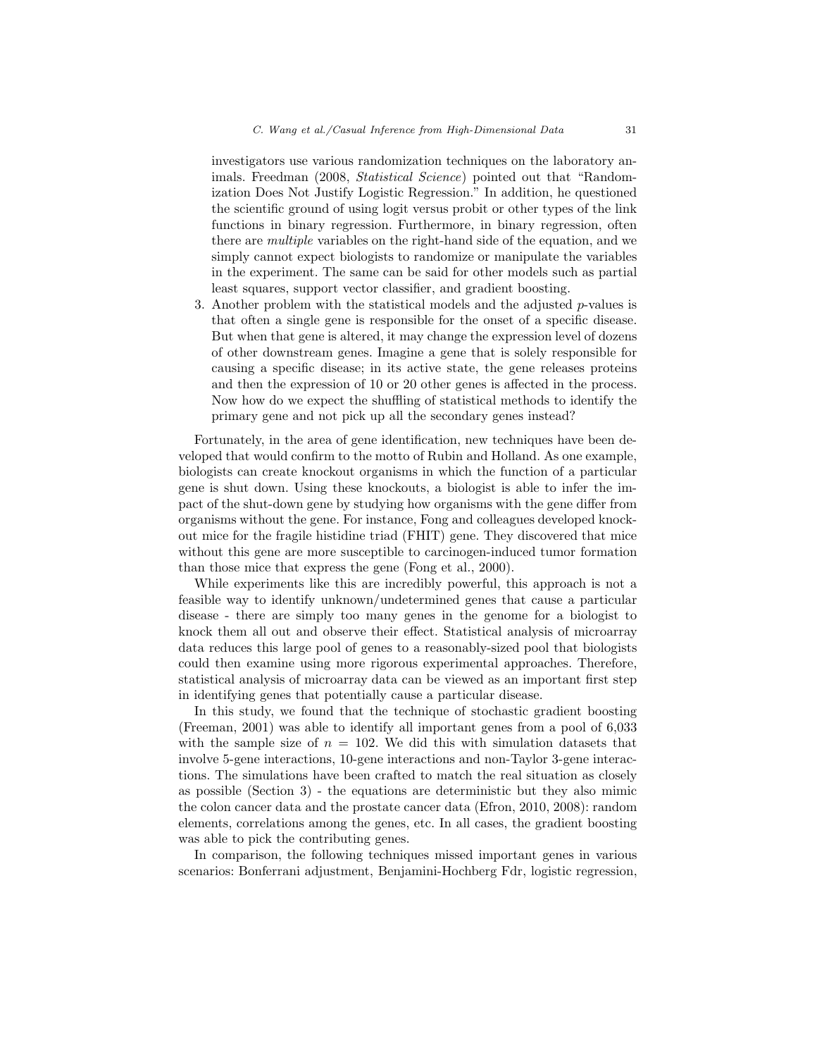investigators use various randomization techniques on the laboratory animals. Freedman (2008, *Statistical Science*) pointed out that "Randomization Does Not Justify Logistic Regression." In addition, he questioned the scientific ground of using logit versus probit or other types of the link functions in binary regression. Furthermore, in binary regression, often there are *multiple* variables on the right-hand side of the equation, and we simply cannot expect biologists to randomize or manipulate the variables in the experiment. The same can be said for other models such as partial least squares, support vector classifier, and gradient boosting.

3. Another problem with the statistical models and the adjusted $p$-values is that often a single gene is responsible for the onset of a specific disease. But when that gene is altered, it may change the expression level of dozens of other downstream genes. Imagine a gene that is solely responsible for causing a specific disease; in its active state, the gene releases proteins and then the expression of 10 or 20 other genes is affected in the process. Now how do we expect the shuffling of statistical methods to identify the primary gene and not pick up all the secondary genes instead?

Fortunately, in the area of gene identification, new techniques have been developed that would confirm to the motto of Rubin and Holland. As one example, biologists can create knockout organisms in which the function of a particular gene is shut down. Using these knockouts, a biologist is able to infer the impact of the shut-down gene by studying how organisms with the gene differ from organisms without the gene. For instance, Fong and colleagues developed knockout mice for the fragile histidine triad (FHIT) gene. They discovered that mice without this gene are more susceptible to carcinogen-induced tumor formation than those mice that express the gene (Fong et al., 2000).

While experiments like this are incredibly powerful, this approach is not a feasible way to identify unknown/undetermined genes that cause a particular disease - there are simply too many genes in the genome for a biologist to knock them all out and observe their effect. Statistical analysis of microarray data reduces this large pool of genes to a reasonably-sized pool that biologists could then examine using more rigorous experimental approaches. Therefore, statistical analysis of microarray data can be viewed as an important first step in identifying genes that potentially cause a particular disease.

In this study, we found that the technique of stochastic gradient boosting (Freeman, 2001) was able to identify all important genes from a pool of 6,033 with the sample size of $n = 102$. We did this with simulation datasets that involve 5-gene interactions, 10-gene interactions and non-Taylor 3-gene interactions. The simulations have been crafted to match the real situation as closely as possible (Section 3) - the equations are deterministic but they also mimic the colon cancer data and the prostate cancer data (Efron, 2010, 2008): random elements, correlations among the genes, etc. In all cases, the gradient boosting was able to pick the contributing genes.

In comparison, the following techniques missed important genes in various scenarios: Bonferrani adjustment, Benjamini-Hochberg Fdr, logistic regression,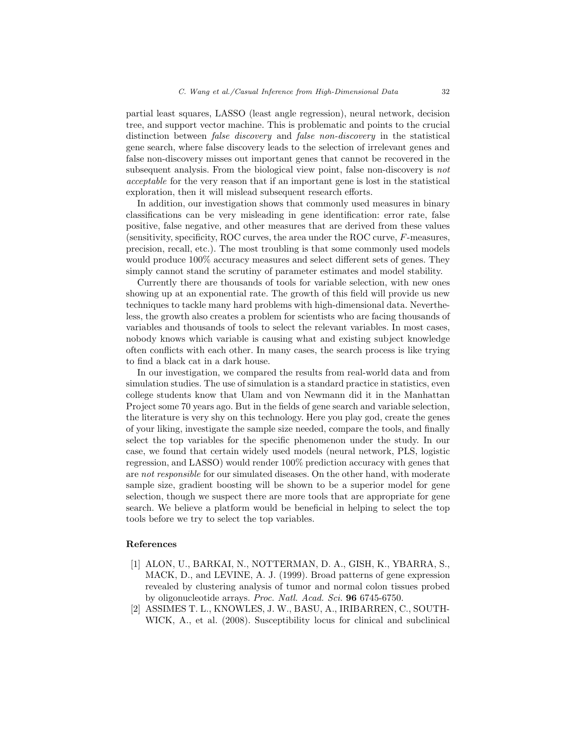partial least squares, LASSO (least angle regression), neural network, decision tree, and support vector machine. This is problematic and points to the crucial distinction between *false discovery* and *false non-discovery* in the statistical gene search, where false discovery leads to the selection of irrelevant genes and false non-discovery misses out important genes that cannot be recovered in the subsequent analysis. From the biological view point, false non-discovery is *not acceptable* for the very reason that if an important gene is lost in the statistical exploration, then it will mislead subsequent research efforts.

In addition, our investigation shows that commonly used measures in binary classifications can be very misleading in gene identification: error rate, false positive, false negative, and other measures that are derived from these values (sensitivity, specificity, ROC curves, the area under the ROC curve, $F$-measures, precision, recall, etc.). The most troubling is that some commonly used models would produce 100% accuracy measures and select different sets of genes. They simply cannot stand the scrutiny of parameter estimates and model stability.

Currently there are thousands of tools for variable selection, with new ones showing up at an exponential rate. The growth of this field will provide us new techniques to tackle many hard problems with high-dimensional data. Nevertheless, the growth also creates a problem for scientists who are facing thousands of variables and thousands of tools to select the relevant variables. In most cases, nobody knows which variable is causing what and existing subject knowledge often conflicts with each other. In many cases, the search process is like trying to find a black cat in a dark house.

In our investigation, we compared the results from real-world data and from simulation studies. The use of simulation is a standard practice in statistics, even college students know that Ulam and von Newmann did it in the Manhattan Project some 70 years ago. But in the fields of gene search and variable selection, the literature is very shy on this technology. Here you play god, create the genes of your liking, investigate the sample size needed, compare the tools, and finally select the top variables for the specific phenomenon under the study. In our case, we found that certain widely used models (neural network, PLS, logistic regression, and LASSO) would render 100% prediction accuracy with genes that are *not responsible* for our simulated diseases. On the other hand, with moderate sample size, gradient boosting will be shown to be a superior model for gene selection, though we suspect there are more tools that are appropriate for gene search. We believe a platform would be beneficial in helping to select the top tools before we try to select the top variables.

## References

[1] ALON, U., BARKAI, N., NOTTERMAN, D. A., GISH, K., YBARRA, S., MACK, D., and LEVINE, A. J. (1999). Broad patterns of gene expression revealed by clustering analysis of tumor and normal colon tissues probed by oligonucleotide arrays. *Proc. Natl. Acad. Sci.* **96** 6745-6750.

[2] ASSIMES T. L., KNOWLES, J. W., BASU, A., IRIBARREN, C., SOUTHWICK, A., et al. (2008). Susceptibility locus for clinical and subclinical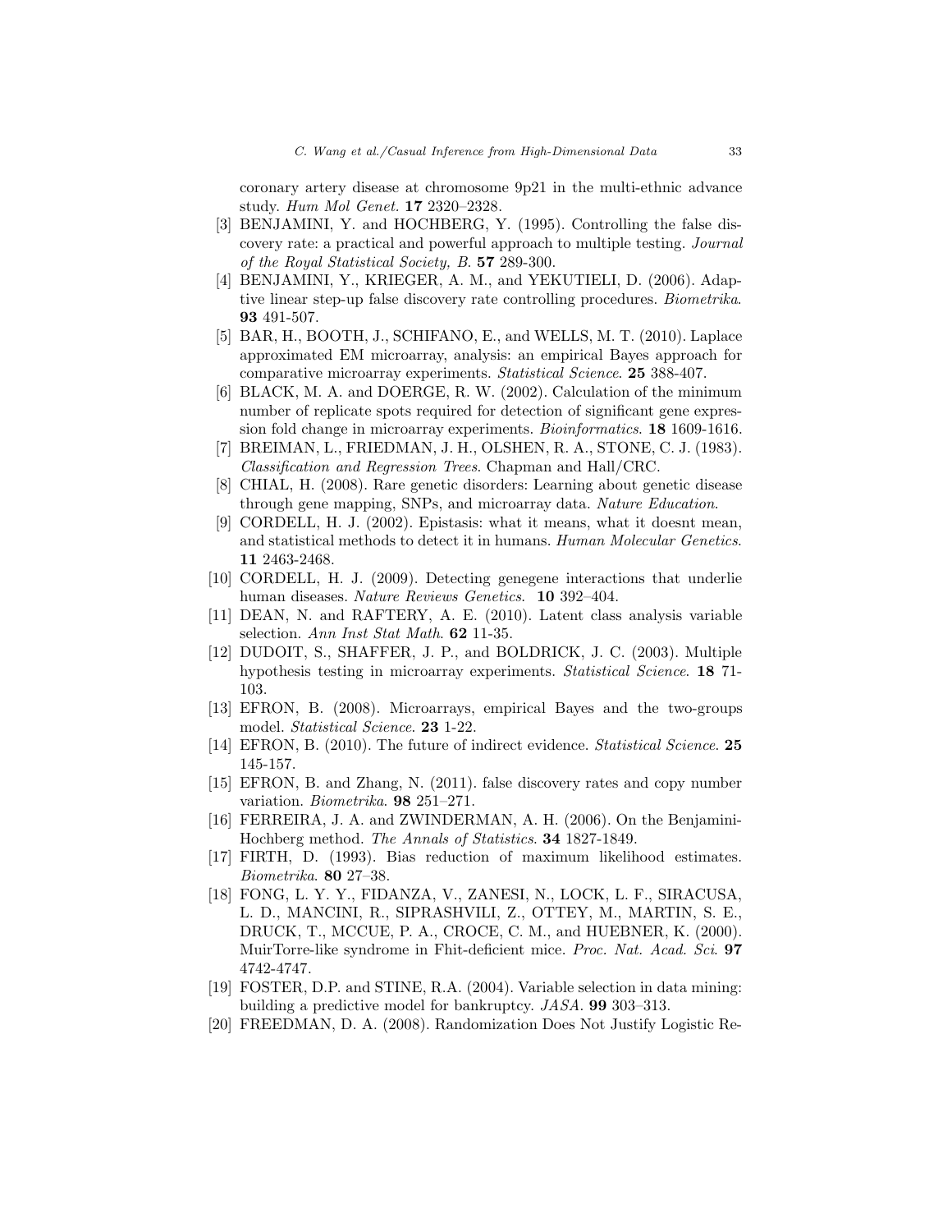coronary artery disease at chromosome 9p21 in the multi-ethnic advance study. *Hum Mol Genet.* **17** 2320–2328.

[3] BENJAMINI, Y. and HOCHBERG, Y. (1995). Controlling the false discovery rate: a practical and powerful approach to multiple testing. *Journal of the Royal Statistical Society, B.* **57** 289-300.

[4] BENJAMINI, Y., KRIEGER, A. M., and YEKUTIELI, D. (2006). Adaptive linear step-up false discovery rate controlling procedures. *Biometrika*. **93** 491-507.

[5] BAR, H., BOOTH, J., SCHIFANO, E., and WELLS, M. T. (2010). Laplace approximated EM microarray, analysis: an empirical Bayes approach for comparative microarray experiments. *Statistical Science*. **25** 388-407.

[6] BLACK, M. A. and DOERGE, R. W. (2002). Calculation of the minimum number of replicate spots required for detection of significant gene expression fold change in microarray experiments. *Bioinformatics*. **18** 1609-1616.

[7] BREIMAN, L., FRIEDMAN, J. H., OLSHEN, R. A., STONE, C. J. (1983). *Classification and Regression Trees*. Chapman and Hall/CRC.

[8] CHIAL, H. (2008). Rare genetic disorders: Learning about genetic disease through gene mapping, SNPs, and microarray data. *Nature Education*.

[9] CORDELL, H. J. (2002). Epistasis: what it means, what it doesnt mean, and statistical methods to detect it in humans. *Human Molecular Genetics*. **11** 2463-2468.

[10] CORDELL, H. J. (2009). Detecting genegene interactions that underlie human diseases. *Nature Reviews Genetics*. **10** 392–404.

[11] DEAN, N. and RAFTERY, A. E. (2010). Latent class analysis variable selection. *Ann Inst Stat Math*. **62** 11-35.

[12] DUDOIT, S., SHAFFER, J. P., and BOLDRICK, J. C. (2003). Multiple hypothesis testing in microarray experiments. *Statistical Science*. **18** 71-103.

[13] EFRON, B. (2008). Microarrays, empirical Bayes and the two-groups model. *Statistical Science*. **23** 1-22.

[14] EFRON, B. (2010). The future of indirect evidence. *Statistical Science*. **25** 145-157.

[15] EFRON, B. and Zhang, N. (2011). false discovery rates and copy number variation. *Biometrika*. **98** 251–271.

[16] FERREIRA, J. A. and ZWINDERMAN, A. H. (2006). On the Benjamini-Hochberg method. *The Annals of Statistics*. **34** 1827-1849.

[17] FIRTH, D. (1993). Bias reduction of maximum likelihood estimates. *Biometrika*. **80** 27–38.

[18] FONG, L. Y. Y., FIDANZA, V., ZANESI, N., LOCK, L. F., SIRACUSA, L. D., MANCINI, R., SIPRASHVILI, Z., OTTEY, M., MARTIN, S. E., DRUCK, T., MCCUE, P. A., CROCE, C. M., and HUEBNER, K. (2000). MuirTorre-like syndrome in Fhit-deficient mice. *Proc. Nat. Acad. Sci*. **97** 4742-4747.

[19] FOSTER, D.P. and STINE, R.A. (2004). Variable selection in data mining: building a predictive model for bankruptcy. *JASA*. **99** 303–313.

[20] FREEDMAN, D. A. (2008). Randomization Does Not Justify Logistic Re-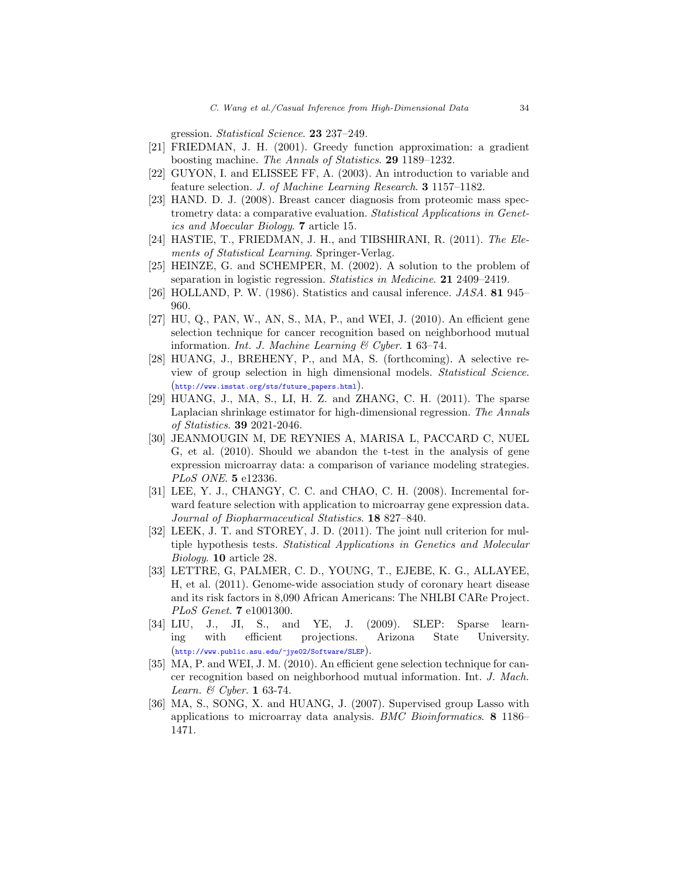gression. *Statistical Science*. **23** 237–249.

[21] FRIEDMAN, J. H. (2001). Greedy function approximation: a gradient boosting machine. *The Annals of Statistics*. **29** 1189–1232.

[22] GUYON, I. and ELISSEE FF, A. (2003). An introduction to variable and feature selection. *J. of Machine Learning Research*. **3** 1157–1182.

[23] HAND. D. J. (2008). Breast cancer diagnosis from proteomic mass spectrometry data: a comparative evaluation. *Statistical Applications in Genetics and Moecular Biology*. **7** article 15.

[24] HASTIE, T., FRIEDMAN, J. H., and TIBSHIRANI, R. (2011). *The Elements of Statistical Learning*. Springer-Verlag.

[25] HEINZE, G. and SCHEMPER, M. (2002). A solution to the problem of separation in logistic regression. *Statistics in Medicine*. **21** 2409–2419.

[26] HOLLAND, P. W. (1986). Statistics and causal inference. *JASA*. **81** 945–960.

[27] HU, Q., PAN, W., AN, S., MA, P., and WEI, J. (2010). An efficient gene selection technique for cancer recognition based on neighborhood mutual information. *Int. J. Machine Learning & Cyber*. **1** 63–74.

[28] HUANG, J., BREHENY, P., and MA, S. (forthcoming). A selective review of group selection in high dimensional models. *Statistical Science*. (http://www.imstat.org/sts/future_papers.html).

[29] HUANG, J., MA, S., LI, H. Z. and ZHANG, C. H. (2011). The sparse Laplacian shrinkage estimator for high-dimensional regression. *The Annals of Statistics*. **39** 2021-2046.

[30] JEANMOUGIN M, DE REYNIES A, MARISA L, PACCARD C, NUEL G, et al. (2010). Should we abandon the t-test in the analysis of gene expression microarray data: a comparison of variance modeling strategies. *PLoS ONE*. **5** e12336.

[31] LEE, Y. J., CHANGY, C. C. and CHAO, C. H. (2008). Incremental forward feature selection with application to microarray gene expression data. *Journal of Biopharmaceutical Statistics*. **18** 827–840.

[32] LEEK, J. T. and STOREY, J. D. (2011). The joint null criterion for multiple hypothesis tests. *Statistical Applications in Genetics and Molecular Biology*. **10** article 28.

[33] LETTRE, G, PALMER, C. D., YOUNG, T., EJEBE, K. G., ALLAYEE, H, et al. (2011). Genome-wide association study of coronary heart disease and its risk factors in 8,090 African Americans: The NHLBI CARe Project. *PLoS Genet*. **7** e1001300.

[34] LIU, J., JI, S., and YE, J. (2009). SLEP: Sparse learning with efficient projections. Arizona State University. (http://www.public.asu.edu/~jye02/Software/SLEP).

[35] MA, P. and WEI, J. M. (2010). An efficient gene selection technique for cancer recognition based on neighborhood mutual information. Int. *J. Mach. Learn. & Cyber*. **1** 63-74.

[36] MA, S., SONG, X. and HUANG, J. (2007). Supervised group Lasso with applications to microarray data analysis. *BMC Bioinformatics*. **8** 1186–1471.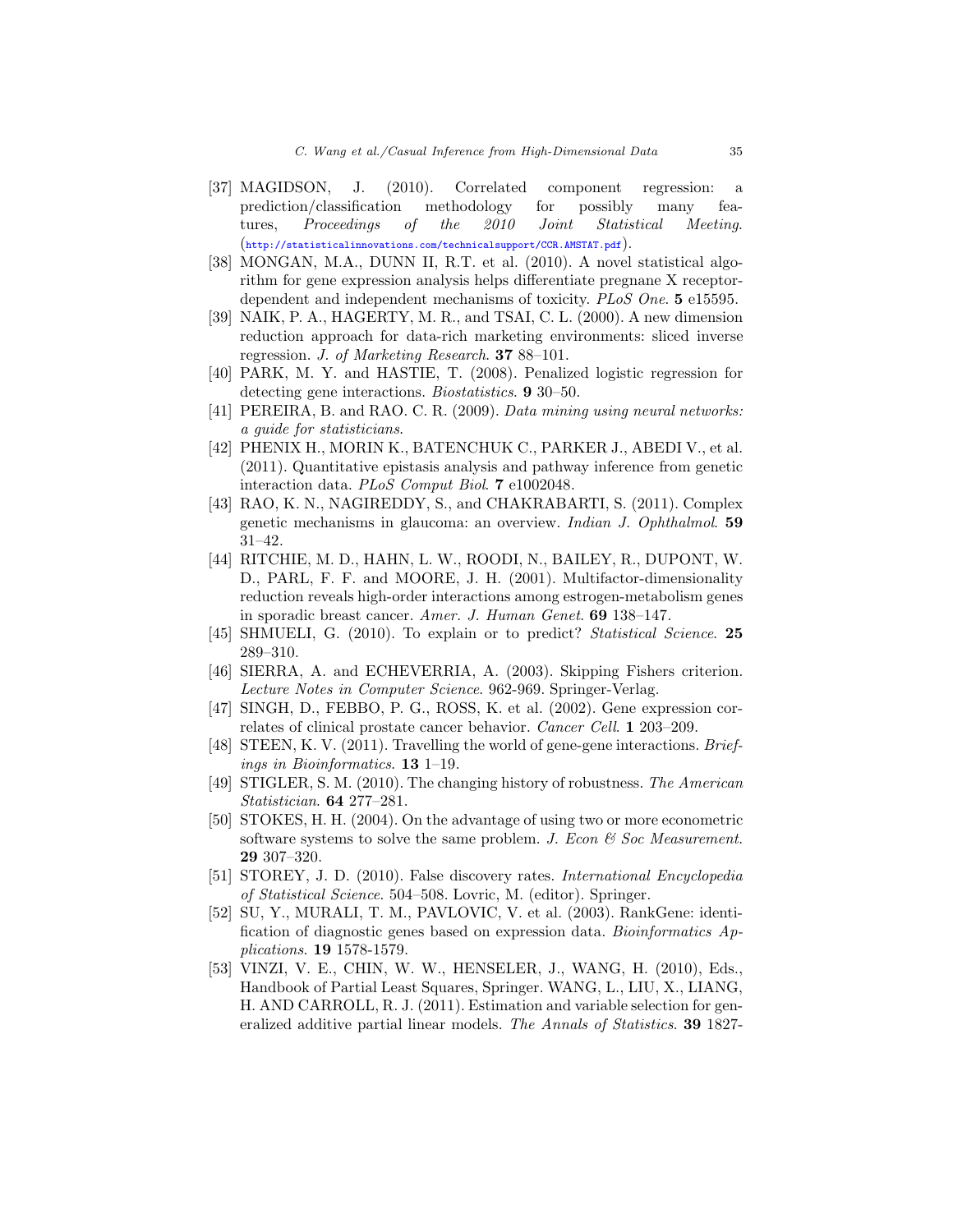[37] MAGIDSON, J. (2010). Correlated component regression: a prediction/classification methodology for possibly many features, *Proceedings of the 2010 Joint Statistical Meeting*. (http://statisticalinnovations.com/technicalsupport/CCR.AMSTAT.pdf).

[38] MONGAN, M.A., DUNN II, R.T. et al. (2010). A novel statistical algorithm for gene expression analysis helps differentiate pregnane X receptor-dependent and independent mechanisms of toxicity. *PLoS One*. **5** e15595.

[39] NAIK, P. A., HAGERTY, M. R., and TSAI, C. L. (2000). A new dimension reduction approach for data-rich marketing environments: sliced inverse regression. *J. of Marketing Research*. **37** 88–101.

[40] PARK, M. Y. and HASTIE, T. (2008). Penalized logistic regression for detecting gene interactions. *Biostatistics*. **9** 30–50.

[41] PEREIRA, B. and RAO. C. R. (2009). *Data mining using neural networks: a guide for statisticians*.

[42] PHENIX H., MORIN K., BATENCHUK C., PARKER J., ABEDI V., et al. (2011). Quantitative epistasis analysis and pathway inference from genetic interaction data. *PLoS Comput Biol*. **7** e1002048.

[43] RAO, K. N., NAGIREDDY, S., and CHAKRABARTI, S. (2011). Complex genetic mechanisms in glaucoma: an overview. *Indian J. Ophthalmol*. **59** 31–42.

[44] RITCHIE, M. D., HAHN, L. W., ROODI, N., BAILEY, R., DUPONT, W. D., PARL, F. F. and MOORE, J. H. (2001). Multifactor-dimensionality reduction reveals high-order interactions among estrogen-metabolism genes in sporadic breast cancer. *Amer. J. Human Genet*. **69** 138–147.

[45] SHMUELI, G. (2010). To explain or to predict? *Statistical Science*. **25** 289–310.

[46] SIERRA, A. and ECHEVERRIA, A. (2003). Skipping Fishers criterion. *Lecture Notes in Computer Science*. 962-969. Springer-Verlag.

[47] SINGH, D., FEBBO, P. G., ROSS, K. et al. (2002). Gene expression correlates of clinical prostate cancer behavior. *Cancer Cell*. **1** 203–209.

[48] STEEN, K. V. (2011). Travelling the world of gene-gene interactions. *Briefings in Bioinformatics*. **13** 1–19.

[49] STIGLER, S. M. (2010). The changing history of robustness. *The American Statistician*. **64** 277–281.

[50] STOKES, H. H. (2004). On the advantage of using two or more econometric software systems to solve the same problem. *J. Econ & Soc Measurement*. **29** 307–320.

[51] STOREY, J. D. (2010). False discovery rates. *International Encyclopedia of Statistical Science*. 504–508. Lovric, M. (editor). Springer.

[52] SU, Y., MURALI, T. M., PAVLOVIC, V. et al. (2003). RankGene: identification of diagnostic genes based on expression data. *Bioinformatics Applications*. **19** 1578-1579.

[53] VINZI, V. E., CHIN, W. W., HENSELER, J., WANG, H. (2010), Eds., Handbook of Partial Least Squares, Springer. WANG, L., LIU, X., LIANG, H. AND CARROLL, R. J. (2011). Estimation and variable selection for generalized additive partial linear models. *The Annals of Statistics*. **39** 1827-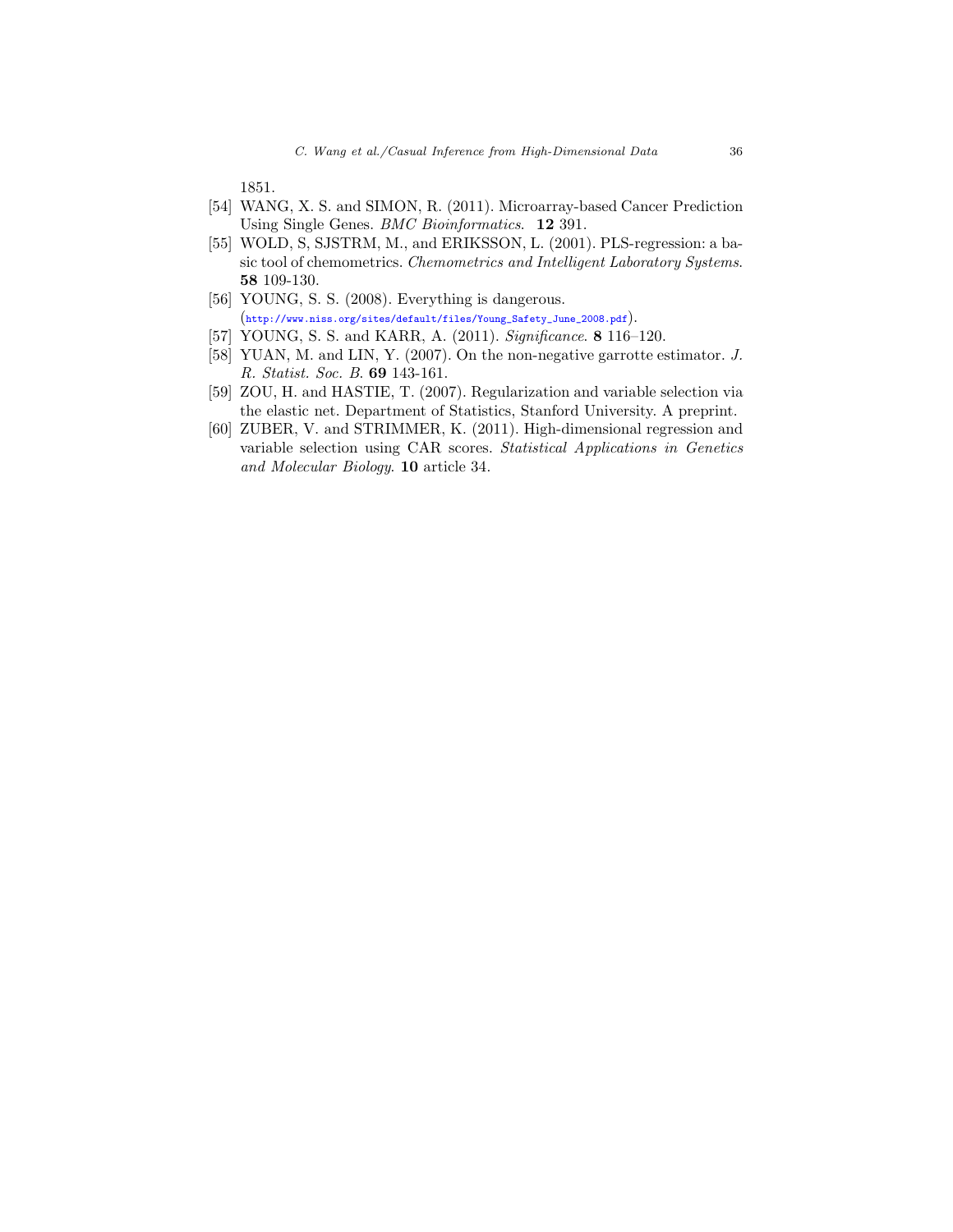1851.

[54] WANG, X. S. and SIMON, R. (2011). Microarray-based Cancer Prediction Using Single Genes. *BMC Bioinformatics*. **12** 391.

[55] WOLD, S, SJSTRM, M., and ERIKSSON, L. (2001). PLS-regression: a basic tool of chemometrics. *Chemometrics and Intelligent Laboratory Systems*. **58** 109-130.

[56] YOUNG, S. S. (2008). Everything is dangerous. (http://www.niss.org/sites/default/files/Young_Safety_June_2008.pdf).

[57] YOUNG, S. S. and KARR, A. (2011). *Significance*. **8** 116–120.

[58] YUAN, M. and LIN, Y. (2007). On the non-negative garrotte estimator. *J. R. Statist. Soc. B*. **69** 143-161.

[59] ZOU, H. and HASTIE, T. (2007). Regularization and variable selection via the elastic net. Department of Statistics, Stanford University. A preprint.

[60] ZUBER, V. and STRIMMER, K. (2011). High-dimensional regression and variable selection using CAR scores. *Statistical Applications in Genetics and Molecular Biology*. **10** article 34.